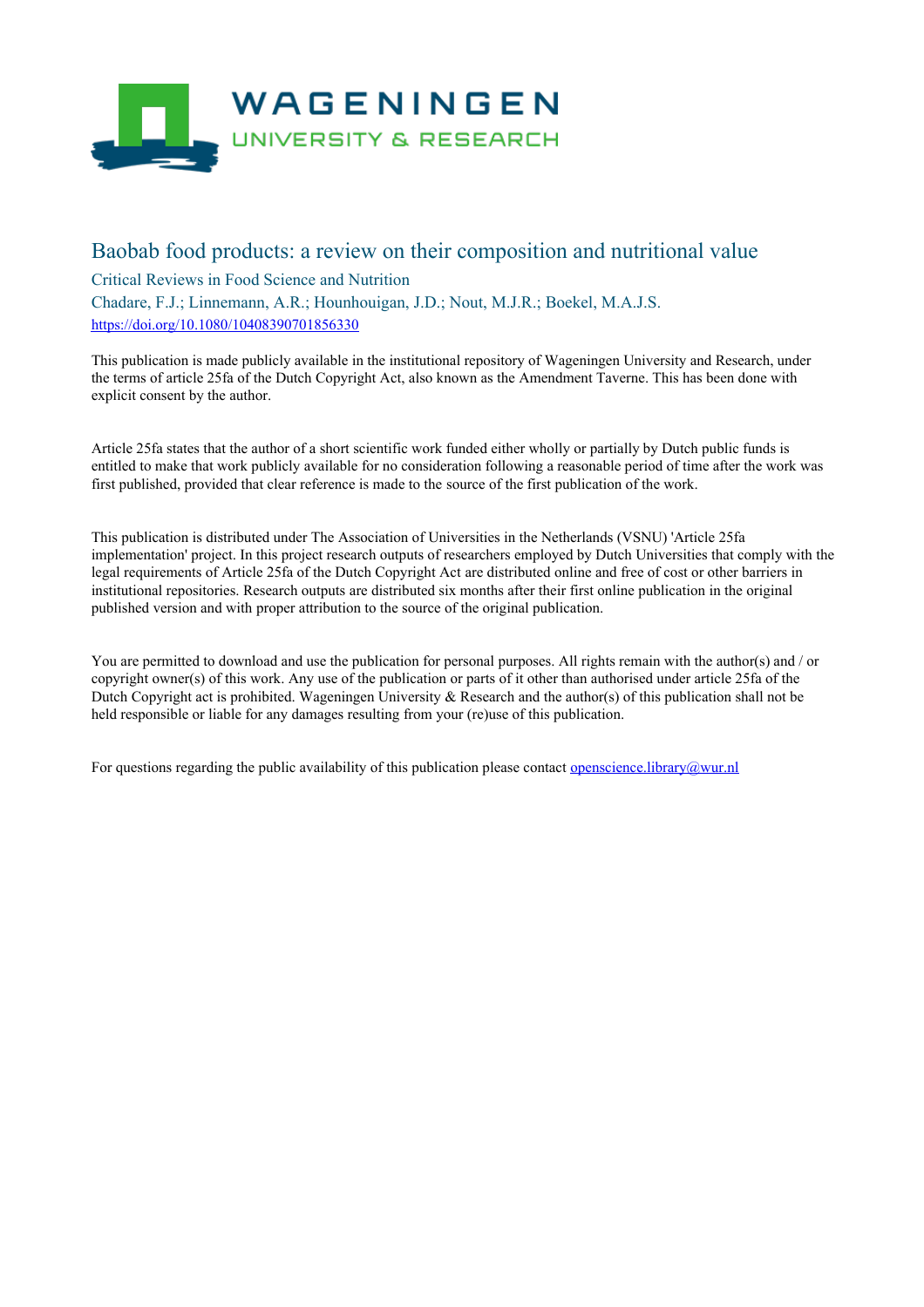# Baobab food products: a review on their composition and nutritional value

Critical Reviews in Food Science and Nutrition

Chadare, F.J.; Linnemann, A.R.; Hounhouigan, J.D.; Nout, M.J.R.; Boekel, M.A.J.S.

https://doi.org/10.1080/10408390701856330

This publication is made publicly available in the institutional repository of Wageningen University and Research, under the terms of article 25fa of the Dutch Copyright Act, also known as the Amendment Taverne. This has been done with explicit consent by the author.

Article 25fa states that the author of a short scientific work funded either wholly or partially by Dutch public funds is entitled to make that work publicly available for no consideration following a reasonable period of time after the work was first published, provided that clear reference is made to the source of the first publication of the work.

This publication is distributed under The Association of Universities in the Netherlands (VSNU) 'Article 25fa implementation' project. In this project research outputs of researchers employed by Dutch Universities that comply with the legal requirements of Article 25fa of the Dutch Copyright Act are distributed online and free of cost or other barriers in institutional repositories. Research outputs are distributed six months after their first online publication in the original published version and with proper attribution to the source of the original publication.

You are permitted to download and use the publication for personal purposes. All rights remain with the author(s) and / or copyright owner(s) of this work. Any use of the publication or parts of it other than authorised under article 25fa of the Dutch Copyright act is prohibited. Wageningen University & Research and the author(s) of this publication shall not be held responsible or liable for any damages resulting from your (re)use of this publication.

For questions regarding the public availability of this publication please contact openscience.library@wur.nl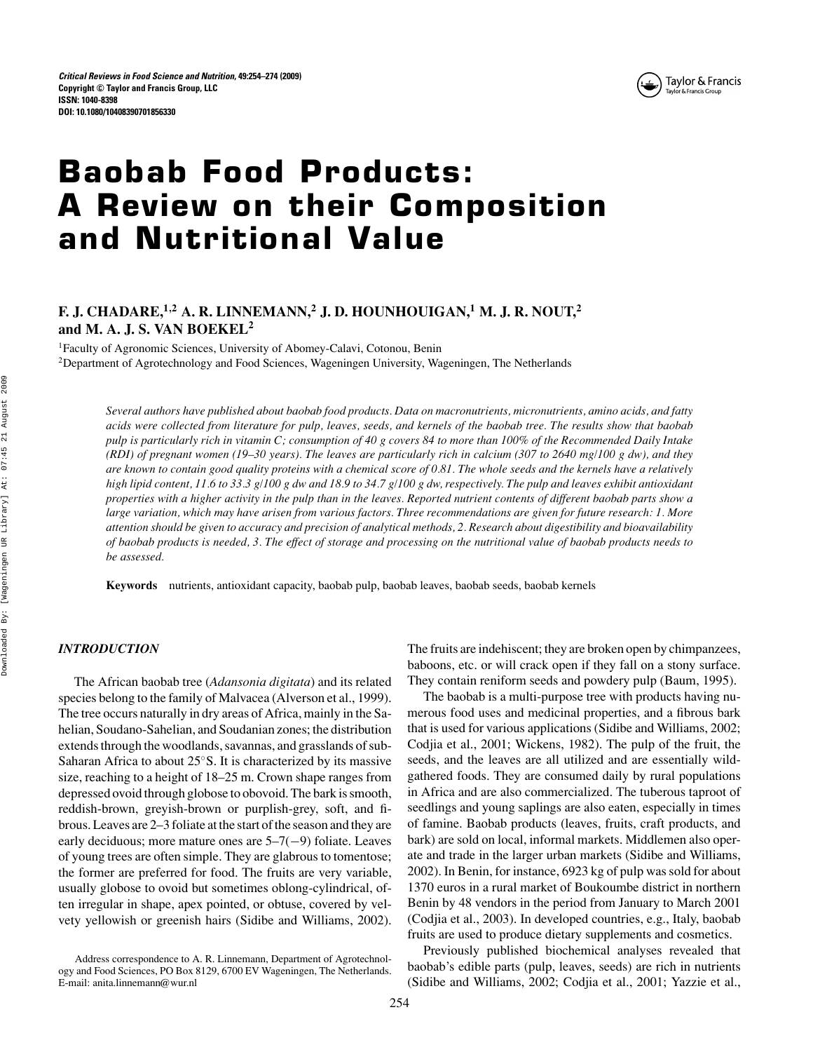# Baobab Food Products: A Review on their Composition and Nutritional Value

**F. J. CHADARE,[1,2] A. R. LINNEMANN,[2] J. D. HOUNHOUIGAN,[1] M. J. R. NOUT,[2] and M. A. J. S. VAN BOEKEL[2]**

[1]Faculty of Agronomic Sciences, University of Abomey-Calavi, Cotonou, Benin

[2]Department of Agrotechnology and Food Sciences, Wageningen University, Wageningen, The Netherlands

*Several authors have published about baobab food products. Data on macronutrients, micronutrients, amino acids, and fatty acids were collected from literature for pulp, leaves, seeds, and kernels of the baobab tree. The results show that baobab pulp is particularly rich in vitamin C; consumption of 40 g covers 84 to more than 100% of the Recommended Daily Intake (RDI) of pregnant women (19–30 years). The leaves are particularly rich in calcium (307 to 2640 mg/100 g dw), and they are known to contain good quality proteins with a chemical score of 0.81. The whole seeds and the kernels have a relatively high lipid content, 11.6 to 33.3 g/100 g dw and 18.9 to 34.7 g/100 g dw, respectively. The pulp and leaves exhibit antioxidant properties with a higher activity in the pulp than in the leaves. Reported nutrient contents of different baobab parts show a large variation, which may have arisen from various factors. Three recommendations are given for future research: 1. More attention should be given to accuracy and precision of analytical methods, 2. Research about digestibility and bioavailability of baobab products is needed, 3. The effect of storage and processing on the nutritional value of baobab products needs to be assessed.*

**Keywords** nutrients, antioxidant capacity, baobab pulp, baobab leaves, baobab seeds, baobab kernels

## *INTRODUCTION*

The African baobab tree (*Adansonia digitata*) and its related species belong to the family of Malvacea (Alverson et al., 1999). The tree occurs naturally in dry areas of Africa, mainly in the Sahelian, Soudano-Sahelian, and Soudanian zones; the distribution extends through the woodlands, savannas, and grasslands of sub-Saharan Africa to about 25°S. It is characterized by its massive size, reaching to a height of 18–25 m. Crown shape ranges from depressed ovoid through globose to obovoid. The bark is smooth, reddish-brown, greyish-brown or purplish-grey, soft, and fibrous. Leaves are 2–3 foliate at the start of the season and they are early deciduous; more mature ones are 5–7(−9) foliate. Leaves of young trees are often simple. They are glabrous to tomentose; the former are preferred for food. The fruits are very variable, usually globose to ovoid but sometimes oblong-cylindrical, often irregular in shape, apex pointed, or obtuse, covered by velvety yellowish or greenish hairs (Sidibe and Williams, 2002). The fruits are indehiscent; they are broken open by chimpanzees, baboons, etc. or will crack open if they fall on a stony surface. They contain reniform seeds and powdery pulp (Baum, 1995).

The baobab is a multi-purpose tree with products having numerous food uses and medicinal properties, and a fibrous bark that is used for various applications (Sidibe and Williams, 2002; Codjia et al., 2001; Wickens, 1982). The pulp of the fruit, the seeds, and the leaves are all utilized and are essentially wild-gathered foods. They are consumed daily by rural populations in Africa and are also commercialized. The tuberous taproot of seedlings and young saplings are also eaten, especially in times of famine. Baobab products (leaves, fruits, craft products, and bark) are sold on local, informal markets. Middlemen also operate and trade in the larger urban markets (Sidibe and Williams, 2002). In Benin, for instance, 6923 kg of pulp was sold for about 1370 euros in a rural market of Boukoumbe district in northern Benin by 48 vendors in the period from January to March 2001 (Codjia et al., 2003). In developed countries, e.g., Italy, baobab fruits are used to produce dietary supplements and cosmetics.

Previously published biochemical analyses revealed that baobab's edible parts (pulp, leaves, seeds) are rich in nutrients (Sidibe and Williams, 2002; Codjia et al., 2001; Yazzie et al.,

Address correspondence to A. R. Linnemann, Department of Agrotechnology and Food Sciences, PO Box 8129, 6700 EV Wageningen, The Netherlands. E-mail: anita.linnemann@wur.nl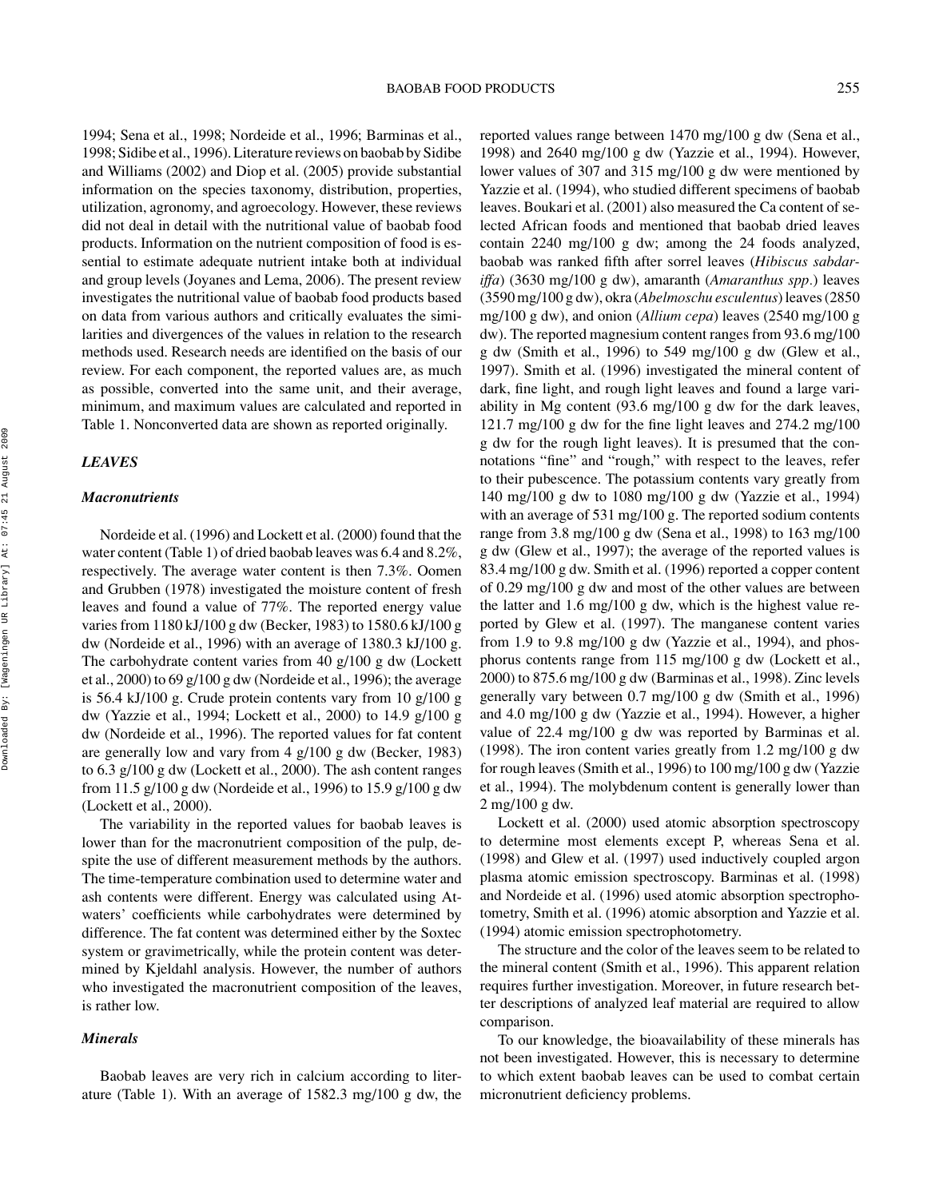1994; Sena et al., 1998; Nordeide et al., 1996; Barminas et al., 1998; Sidibe et al., 1996). Literature reviews on baobab by Sidibe and Williams (2002) and Diop et al. (2005) provide substantial information on the species taxonomy, distribution, properties, utilization, agronomy, and agroecology. However, these reviews did not deal in detail with the nutritional value of baobab food products. Information on the nutrient composition of food is essential to estimate adequate nutrient intake both at individual and group levels (Joyanes and Lema, 2006). The present review investigates the nutritional value of baobab food products based on data from various authors and critically evaluates the similarities and divergences of the values in relation to the research methods used. Research needs are identified on the basis of our review. For each component, the reported values are, as much as possible, converted into the same unit, and their average, minimum, and maximum values are calculated and reported in Table 1. Nonconverted data are shown as reported originally.

## *LEAVES*

### *Macronutrients*

Nordeide et al. (1996) and Lockett et al. (2000) found that the water content (Table 1) of dried baobab leaves was 6.4 and 8.2%, respectively. The average water content is then 7.3%. Oomen and Grubben (1978) investigated the moisture content of fresh leaves and found a value of 77%. The reported energy value varies from 1180 kJ/100 g dw (Becker, 1983) to 1580.6 kJ/100 g dw (Nordeide et al., 1996) with an average of 1380.3 kJ/100 g. The carbohydrate content varies from 40 g/100 g dw (Lockett et al., 2000) to 69 g/100 g dw (Nordeide et al., 1996); the average is 56.4 kJ/100 g. Crude protein contents vary from 10 g/100 g dw (Yazzie et al., 1994; Lockett et al., 2000) to 14.9 g/100 g dw (Nordeide et al., 1996). The reported values for fat content are generally low and vary from 4 g/100 g dw (Becker, 1983) to 6.3 g/100 g dw (Lockett et al., 2000). The ash content ranges from 11.5 g/100 g dw (Nordeide et al., 1996) to 15.9 g/100 g dw (Lockett et al., 2000).

The variability in the reported values for baobab leaves is lower than for the macronutrient composition of the pulp, despite the use of different measurement methods by the authors. The time-temperature combination used to determine water and ash contents were different. Energy was calculated using Atwaters' coefficients while carbohydrates were determined by difference. The fat content was determined either by the Soxtec system or gravimetrically, while the protein content was determined by Kjeldahl analysis. However, the number of authors who investigated the macronutrient composition of the leaves, is rather low.

### *Minerals*

Baobab leaves are very rich in calcium according to literature (Table 1). With an average of 1582.3 mg/100 g dw, the reported values range between 1470 mg/100 g dw (Sena et al., 1998) and 2640 mg/100 g dw (Yazzie et al., 1994). However, lower values of 307 and 315 mg/100 g dw were mentioned by Yazzie et al. (1994), who studied different specimens of baobab leaves. Boukari et al. (2001) also measured the Ca content of selected African foods and mentioned that baobab dried leaves contain 2240 mg/100 g dw; among the 24 foods analyzed, baobab was ranked fifth after sorrel leaves (*Hibiscus sabdariffa*) (3630 mg/100 g dw), amaranth (*Amaranthus spp.*) leaves (3590 mg/100 g dw), okra (*Abelmoschu esculentus*) leaves (2850 mg/100 g dw), and onion (*Allium cepa*) leaves (2540 mg/100 g dw). The reported magnesium content ranges from 93.6 mg/100 g dw (Smith et al., 1996) to 549 mg/100 g dw (Glew et al., 1997). Smith et al. (1996) investigated the mineral content of dark, fine light, and rough light leaves and found a large variability in Mg content (93.6 mg/100 g dw for the dark leaves, 121.7 mg/100 g dw for the fine light leaves and 274.2 mg/100 g dw for the rough light leaves). It is presumed that the connotations "fine" and "rough," with respect to the leaves, refer to their pubescence. The potassium contents vary greatly from 140 mg/100 g dw to 1080 mg/100 g dw (Yazzie et al., 1994) with an average of 531 mg/100 g. The reported sodium contents range from 3.8 mg/100 g dw (Sena et al., 1998) to 163 mg/100 g dw (Glew et al., 1997); the average of the reported values is 83.4 mg/100 g dw. Smith et al. (1996) reported a copper content of 0.29 mg/100 g dw and most of the other values are between the latter and 1.6 mg/100 g dw, which is the highest value reported by Glew et al. (1997). The manganese content varies from 1.9 to 9.8 mg/100 g dw (Yazzie et al., 1994), and phosphorus contents range from 115 mg/100 g dw (Lockett et al., 2000) to 875.6 mg/100 g dw (Barminas et al., 1998). Zinc levels generally vary between 0.7 mg/100 g dw (Smith et al., 1996) and 4.0 mg/100 g dw (Yazzie et al., 1994). However, a higher value of 22.4 mg/100 g dw was reported by Barminas et al. (1998). The iron content varies greatly from 1.2 mg/100 g dw for rough leaves (Smith et al., 1996) to 100 mg/100 g dw (Yazzie et al., 1994). The molybdenum content is generally lower than 2 mg/100 g dw.

Lockett et al. (2000) used atomic absorption spectroscopy to determine most elements except P, whereas Sena et al. (1998) and Glew et al. (1997) used inductively coupled argon plasma atomic emission spectroscopy. Barminas et al. (1998) and Nordeide et al. (1996) used atomic absorption spectrophotometry, Smith et al. (1996) atomic absorption and Yazzie et al. (1994) atomic emission spectrophotometry.

The structure and the color of the leaves seem to be related to the mineral content (Smith et al., 1996). This apparent relation requires further investigation. Moreover, in future research better descriptions of analyzed leaf material are required to allow comparison.

To our knowledge, the bioavailability of these minerals has not been investigated. However, this is necessary to determine to which extent baobab leaves can be used to combat certain micronutrient deficiency problems.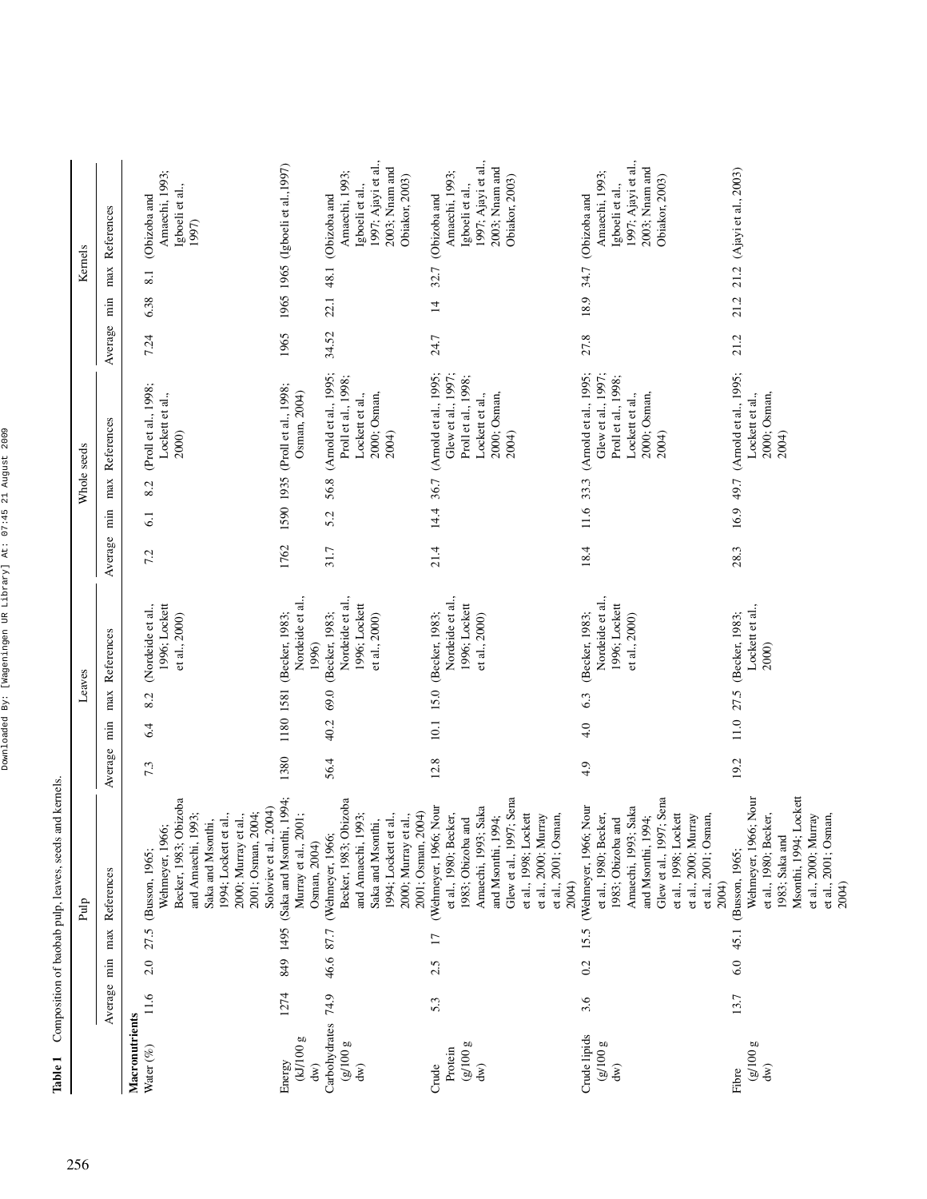**Table 1** Composition of baobab pulp, leaves, seeds and kernels.

| | Pulp | | | | Leaves | | | | Whole seeds | | | | Kernels | | | |
|---|---|---|---|---|---|---|---|---|---|---|---|---|---|---|---|---|
| | Average | min | max | References | Average | min | max | References | Average | min | max | References | Average | min | max | References |
| **Macronutrients** | | | | | | | | | | | | | | | | |
| Water (%) | 11.6 | 2.0 | 27.5 | (Busson, 1965; Wehmeyer, 1966; Becker, 1983; Obizoba and Amaechi, 1993; Saka and Msonthi, 1994; Lockett et al., 2000; Murray et al., 2001; Osman, 2004; Soloviev et al., 2004) | 7.3 | 6.4 | 8.2 | (Nordeide et al., 1996; Lockett et al., 2000) | 7.2 | 6.1 | 8.2 | (Proll et al., 1998; Lockett et al., 2000) | 7.24 | 6.38 | 8.1 | (Obizoba and Amaechi, 1993; Igboeli et al., 1997) |
| Energy (kJ/100 g dw) | 1274 | 849 | 1495 | (Saka and Msonthi, 1994; Murray et al., 2001; Osman, 2004) | 1380 | 1180 | 1581 | (Becker, 1983; Nordeide et al., 1996) | 1762 | 1590 | 1935 | (Proll et al., 1998; Osman, 2004) | 1965 | 1965 | 1965 | (Igboeli et al., 1997) |
| Carbohydrates (g/100 g dw) | 74.9 | 46.6 | 87.7 | (Wehmeyer, 1966; Becker, 1983; Obizoba and Amaechi, 1993; Saka and Msonthi, 1994; Lockett et al., 2000; Murray et al., 2001; Osman, 2004) | 56.4 | 40.2 | 69.0 | (Becker, 1983; Nordeide et al., 1996; Lockett et al., 2000) | 31.7 | 5.2 | 56.8 | (Arnold et al., 1995; Proll et al., 1998; Lockett et al., 2000; Osman, 2004) | 34.52 | 22.1 | 48.1 | (Obizoba and Amaechi, 1993; Igboeli et al., 1997; Ajayi et al., 2003; Nnam and Obiakor, 2003) |
| Crude Protein (g/100 g dw) | 5.3 | 2.5 | 17 | (Wehmeyer, 1966; Nour et al., 1980; Becker, 1983; Obizoba and Amaechi, 1993; Saka and Msonthi, 1994; Glew et al., 1997; Sena et al., 1998; Lockett et al., 2000; Murray et al., 2001; Osman, 2004) | 12.8 | 10.1 | 15.0 | (Becker, 1983; Nordeide et al., 1996; Lockett et al., 2000) | 21.4 | 14.4 | 36.7 | (Arnold et al., 1995; Glew et al., 1997; Proll et al., 1998; Lockett et al., 2000; Osman, 2004) | 24.7 | 14 | 32.7 | (Obizoba and Amaechi, 1993; Igboeli et al., 1997; Ajayi et al., 2003; Nnam and Obiakor, 2003) |
| Crude lipids (g/100 g dw) | 3.6 | 0.2 | 15.5 | (Wehmeyer, 1966; Nour et al., 1980; Becker, 1983; Obizoba and Amaechi, 1993; Saka and Msonthi, 1994; Glew et al., 1997; Sena et al., 1998; Lockett et al., 2000; Murray et al., 2001; Osman, 2004) | 4.9 | 4.0 | 6.3 | (Becker, 1983; Nordeide et al., 1996; Lockett et al., 2000) | 18.4 | 11.6 | 33.3 | (Arnold et al., 1995; Glew et al., 1997; Proll et al., 1998; Lockett et al., 2000; Osman, 2004) | 27.8 | 18.9 | 34.7 | (Obizoba and Amaechi, 1993; Igboeli et al., 1997; Ajayi et al., 2003; Nnam and Obiakor, 2003) |
| Fibre (g/100 g dw) | 13.7 | 6.0 | 45.1 | (Busson, 1965; Wehmeyer, 1966; Nour et al., 1980; Becker, 1983; Saka and Msonthi, 1994; Lockett et al., 2000; Murray et al., 2001; Osman, 2004) | 19.2 | 11.0 | 27.5 | (Becker, 1983; Lockett et al., 2000) | 28.3 | 16.9 | 49.7 | (Arnold et al., 1995; Lockett et al., 2000; Osman, 2004) | 21.2 | 21.2 | 21.2 | (Ajayi et al., 2003) |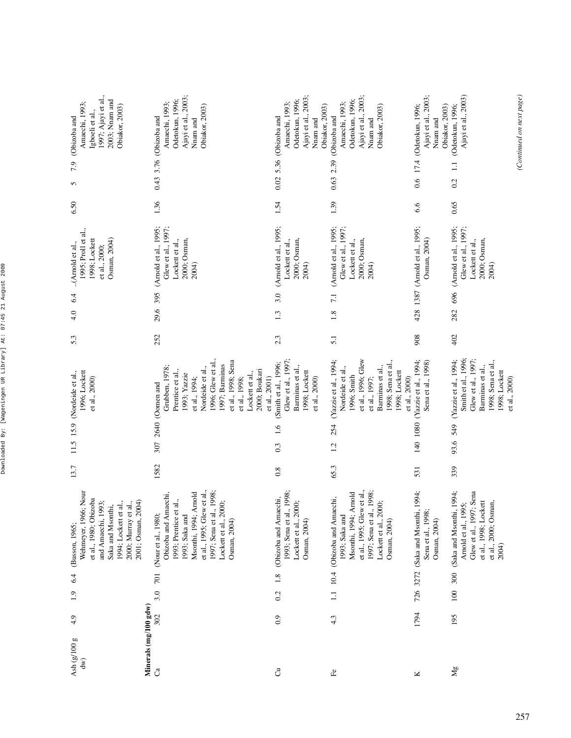| | | | | | | | | | | | | | | | | |
|---|---|---|---|---|---|---|---|---|---|---|---|---|---|---|---|---|
| Ash (g/100 g dw) | 4.9 | 1.9 | 6.4 | (Busson, 1965; Wehmeyer, 1966; Nour et al., 1980; Obizoba and Amaechi, 1993; Saka and Msonthi, 1994; Lockett et al., 2000; Murray et al., 2001; Osman, 2004) | 13.7 | 11.5 | 15.9 | (Nordeide et al., 1996; Lockett et al., 2000) | 5.3 | 4.0 | 6.4 | (Arnold et al., 1995; Proll et al., 1998; Lockett et al., 2000; Osman, 2004) | 6.50 | 5 | 7.9 | (Obizoba and Amaechi, 1993; Igboeli et al., 1997; Ajayi et al., 2003; Nnam and Obiakor, 2003) |
| **Minerals (mg/100 gdw)** | | | | | | | | | | | | | | | | |
| Ca | 302 | 3.0 | 701 | (Nour et al., 1980; Obizoba and Amaechi, 1993; Prentice et al., 1993; Saka and Msonthi, 1994; Arnold et al., 1995; Glew et al., 1997; Sena et al., 1998; Lockett et al., 2000; Osman, 2004) | 1582 | 307 | 2640 | (Oomen and Grubben, 1978; Prentice et al., 1993; Yazzie et al., 1994; Nordeide et al., 1996; Glew et al., 1997; Barminas et al., 1998; Sena et al., 1998; Lockett et al., 2000; Boukari et al., 2001) | 252 | 29.6 | 395 | (Arnold et al., 1995; Glew et al., 1997; Lockett et al., 2000; Osman, 2004) | 1.36 | 0.43 | 3.76 | (Obizoba and Amaechi, 1993; Odetokun, 1996; Ajayi et al., 2003; Nnam and Obiakor, 2003) |
| Cu | 0.9 | 0.2 | 1.8 | (Obizoba and Amaechi, 1993; Sena et al., 1998; Lockett et al., 2000; Osman, 2004) | 0.8 | 0.3 | 1.6 | (Smith et al., 1996; Glew et al., 1997; Barminas et al., 1998; Lockett et al., 2000) | 2.3 | 1.3 | 3.0 | (Arnold et al., 1995; Lockett et al., 2000; Osman, 2004) | 1.54 | 0.02 | 5.36 | (Obizoba and Amaechi, 1993; Odetokun, 1996; Ajayi et al., 2003; Nnam and Obiakor, 2003) |
| Fe | 4.3 | 1.1 | 10.4 | (Obizoba and Amaechi, 1993; Saka and Msonthi, 1994; Arnold et al., 1995; Glew et al., 1997; Sena et al., 1998; Lockett et al., 2000; Osman, 2004) | 65.3 | 1.2 | 254 | (Yazzie et al., 1994; Nordeide et al., 1996; Smith et al., 1996; Glew et al., 1997; Barminas et al., 1998; Sena et al., 1998; Lockett et al., 2000) | 5.1 | 1.8 | 7.1 | (Arnold et al., 1995; Glew et al., 1997; Lockett et al., 2000; Osman, 2004) | 1.39 | 0.63 | 2.39 | (Obizoba and Amaechi, 1993; Odetokun, 1996; Ajayi et al., 2003; Nnam and Obiakor, 2003) |
| K | 1794 | 726 | 3272 | (Saka and Msonthi, 1994; Sena et al., 1998; Osman, 2004) | 531 | 140 | 1080 | (Yazzie et al., 1994; Sena et al., 1998) | 908 | 428 | 1387 | (Arnold et al., 1995; Osman, 2004) | 6.6 | 0.6 | 17.4 | (Odetokun, 1996; Ajayi et al., 2003; Nnam and Obiakor, 2003) |
| Mg | 195 | 100 | 300 | (Saka and Msonthi, 1994; Arnold et al., 1995; Glew et al., 1997; Sena et al., 1998; Lockett et al., 2000; Osman, 2004) | 339 | 93.6 | 549 | (Yazzie et al., 1994; Smith et al., 1996; Glew et al., 1997; Barminas et al., 1998; Sena et al., 1998; Lockett et al., 2000) | 402 | 282 | 696 | (Arnold et al., 1995; Glew et al., 1997; Lockett et al., 2000; Osman, 2004) | 0.65 | 0.2 | 1.1 | (Odetokun, 1996; Ajayi et al., 2003) |

*(Continued on next page)*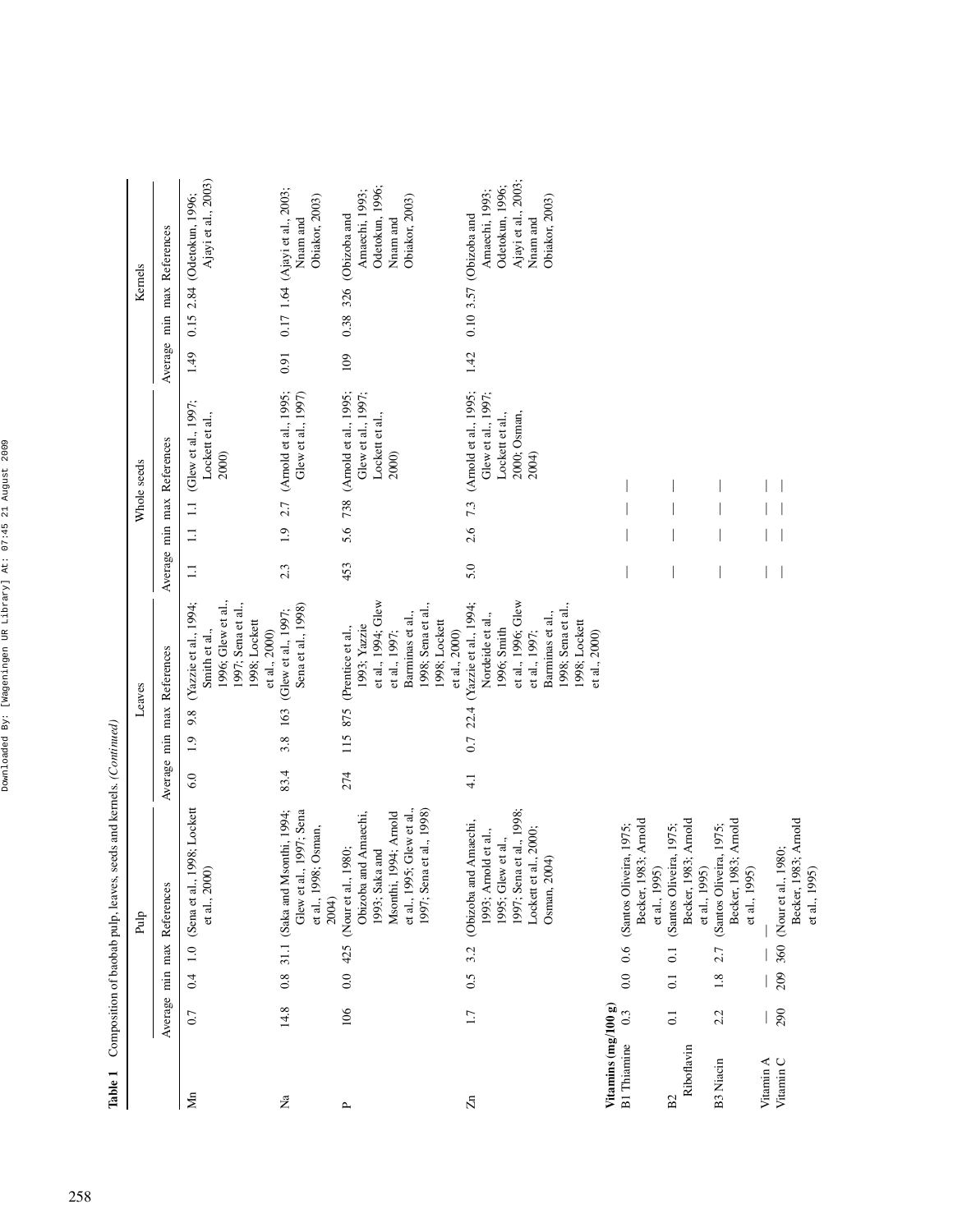**Table 1** Composition of baobab pulp, leaves, seeds and kernels. (*Continued*)

| | Pulp | | | | Leaves | | | | Whole seeds | | | | Kernels | | | |
|---|---|---|---|---|---|---|---|---|---|---|---|---|---|---|---|---|
| | Average | min | max | References | Average | min | max | References | Average | min | max | References | Average | min | max | References |
| Mn | 0.7 | 0.4 | 1.0 | (Sena et al., 1998; Lockett et al., 2000) | 6.0 | 1.9 | 9.8 | (Yazzie et al., 1994; Smith et al., 1996; Glew et al., 1997; Sena et al., 1998; Lockett et al., 2000) | 1.1 | 1.1 | 1.1 | (Glew et al., 1997; Lockett et al., 2000) | 1.49 | 0.15 | 2.84 | (Odetokun, 1996; Ajayi et al., 2003) |
| Na | 14.8 | 0.8 | 31.1 | (Saka and Msonthi, 1994; Glew et al., 1997; Sena et al., 1998; Osman, 2004) | 83.4 | 3.8 | 163 | (Glew et al., 1997; Sena et al., 1998) | 2.3 | 1.9 | 2.7 | (Arnold et al., 1995; Glew et al., 1997) | 0.91 | 0.17 | 1.64 | (Ajayi et al., 2003; Nnam and Obiakor, 2003) |
| P | 106 | 0.0 | 425 | (Nour et al., 1980; Obizoba and Amaechi, 1993; Saka and Msonthi, 1994; Arnold et al., 1995; Glew et al., 1997; Sena et al., 1998) | 274 | 115 | 875 | (Prentice et al., 1993; Yazzie et al., 1994; Glew et al., 1997; Barminas et al., 1998; Sena et al., 1998; Lockett et al., 2000) | 453 | 5.6 | 738 | (Arnold et al., 1995; Glew et al., 1997; Lockett et al., 2000) | 109 | 0.38 | 326 | (Obizoba and Amaechi, 1993; Odetokun, 1996; Nnam and Obiakor, 2003) |
| Zn | 1.7 | 0.5 | 3.2 | (Obizoba and Amaechi, 1993; Arnold et al., 1995; Glew et al., 1997; Sena et al., 1998; Lockett et al., 2000; Osman, 2004) | 4.1 | 0.7 | 22.4 | (Yazzie et al., 1994; Nordeide et al., 1996; Smith et al., 1996; Glew et al., 1997; Barminas et al., 1998; Sena et al., 1998; Lockett et al., 2000) | 5.0 | 2.6 | 7.3 | (Arnold et al., 1995; Glew et al., 1997; Lockett et al., 2000; Osman, 2004) | 1.42 | 0.10 | 3.57 | (Obizoba and Amaechi, 1993; Odetokun, 1996; Ajayi et al., 2003; Nnam and Obiakor, 2003) |
| **Vitamins (mg/100 g)** | | | | | | | | | | | | | | | | |
| B1 Thiamine | 0.3 | 0.0 | 0.6 | (Santos Oliveira, 1975; Becker, 1983; Arnold et al., 1995) | | | | | — | — | — | — | | | | |
| B2 Riboflavin | 0.1 | 0.1 | 0.1 | (Santos Oliveira, 1975; Becker, 1983; Arnold et al., 1995) | | | | | — | — | — | — | | | | |
| B3 Niacin | 2.2 | 1.8 | 2.7 | (Santos Oliveira, 1975; Becker, 1983; Arnold et al., 1995) | | | | | — | — | — | — | | | | |
| Vitamin A | — | — | — | — | | | | | — | — | — | — | | | | |
| Vitamin C | 290 | 209 | 360 | (Nour et al., 1980; Becker, 1983; Arnold et al., 1995) | | | | | — | — | — | — | | | | |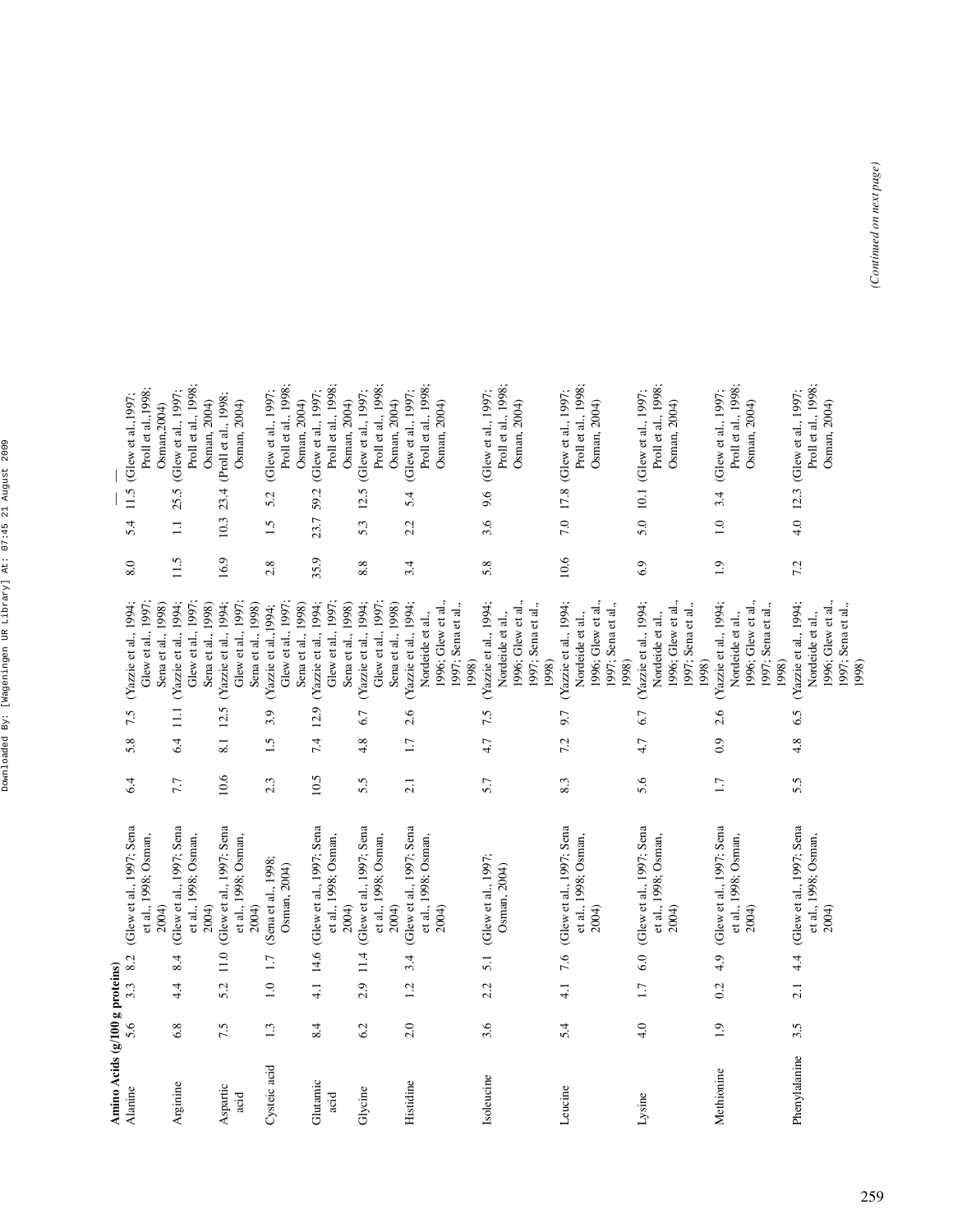| | | | | | | | | | | | | |
|---|---|---|---|---|---|---|---|---|---|---|---|---|
| | | | | | | | | | | — | — | |
| **Amino Acids (g/100 g proteins)** | | | | | | | | | | | | |
| Alanine | 5.6 | 3.3 | 8.2 | (Glew et al., 1997; Sena et al., 1998; Osman, 2004) | 6.4 | 5.8 | 7.5 | (Yazzie et al., 1994; Glew et al., 1997; Sena et al., 1998) | 8.0 | 5.4 | 11.5 | (Glew et al.,1997; Proll et al.,1998; Osman,2004) |
| Arginine | 6.8 | 4.4 | 8.4 | (Glew et al., 1997; Sena et al., 1998; Osman, 2004) | 7.7 | 6.4 | 11.1 | (Yazzie et al., 1994; Glew et al., 1997; Sena et al., 1998) | 11.5 | 1.1 | 25.5 | (Glew et al., 1997; Proll et al., 1998; Osman, 2004) |
| Aspartic acid | 7.5 | 5.2 | 11.0 | (Glew et al., 1997; Sena et al., 1998; Osman, 2004) | 10.6 | 8.1 | 12.5 | (Yazzie et al., 1994; Glew et al., 1997; Sena et al., 1998) | 16.9 | 10.3 | 23.4 | (Proll et al., 1998; Osman, 2004) |
| Cysteic acid | 1.3 | 1.0 | 1.7 | (Sena et al., 1998; Osman, 2004) | 2.3 | 1.5 | 3.9 | (Yazzie et al.,1994; Glew et al., 1997; Sena et al., 1998) | 2.8 | 1.5 | 5.2 | (Glew et al., 1997; Proll et al., 1998; Osman, 2004) |
| Glutamic acid | 8.4 | 4.1 | 14.6 | (Glew et al., 1997; Sena et al., 1998; Osman, 2004) | 10.5 | 7.4 | 12.9 | (Yazzie et al., 1994; Glew et al., 1997; Sena et al., 1998) | 35.9 | 23.7 | 59.2 | (Glew et al., 1997; Proll et al., 1998; Osman, 2004) |
| Glycine | 6.2 | 2.9 | 11.4 | (Glew et al., 1997; Sena et al., 1998; Osman, 2004) | 5.5 | 4.8 | 6.7 | (Yazzie et al., 1994; Glew et al., 1997; Sena et al., 1998) | 8.8 | 5.3 | 12.5 | (Glew et al., 1997; Proll et al., 1998; Osman, 2004) |
| Histidine | 2.0 | 1.2 | 3.4 | (Glew et al., 1997; Sena et al., 1998; Osman, 2004) | 2.1 | 1.7 | 2.6 | (Yazzie et al., 1994; Nordeide et al., 1996; Glew et al., 1997; Sena et al., 1998) | 3.4 | 2.2 | 5.4 | (Glew et al., 1997; Proll et al., 1998; Osman, 2004) |
| Isoleucine | 3.6 | 2.2 | 5.1 | (Glew et al., 1997; Osman, 2004) | 5.7 | 4.7 | 7.5 | (Yazzie et al., 1994; Nordeide et al., 1996; Glew et al., 1997; Sena et al., 1998) | 5.8 | 3.6 | 9.6 | (Glew et al., 1997; Proll et al., 1998; Osman, 2004) |
| Leucine | 5.4 | 4.1 | 7.6 | (Glew et al., 1997; Sena et al., 1998; Osman, 2004) | 8.3 | 7.2 | 9.7 | (Yazzie et al., 1994; Nordeide et al., 1996; Glew et al., 1997; Sena et al., 1998) | 10.6 | 7.0 | 17.8 | (Glew et al., 1997; Proll et al., 1998; Osman, 2004) |
| Lysine | 4.0 | 1.7 | 6.0 | (Glew et al., 1997; Sena et al., 1998; Osman, 2004) | 5.6 | 4.7 | 6.7 | (Yazzie et al., 1994; Nordeide et al., 1996; Glew et al., 1997; Sena et al., 1998) | 6.9 | 5.0 | 10.1 | (Glew et al., 1997; Proll et al., 1998; Osman, 2004) |
| Methionine | 1.9 | 0.2 | 4.9 | (Glew et al., 1997; Sena et al., 1998; Osman, 2004) | 1.7 | 0.9 | 2.6 | (Yazzie et al., 1994; Nordeide et al., 1996; Glew et al., 1997; Sena et al., 1998) | 1.9 | 1.0 | 3.4 | (Glew et al., 1997; Proll et al., 1998; Osman, 2004) |
| Phenylalanine | 3.5 | 2.1 | 4.4 | (Glew et al., 1997; Sena et al., 1998; Osman, 2004) | 5.5 | 4.8 | 6.5 | (Yazzie et al., 1994; Nordeide et al., 1996; Glew et al., 1997; Sena et al., 1998) | 7.2 | 4.0 | 12.3 | (Glew et al., 1997; Proll et al., 1998; Osman, 2004) |

*(Continued on next page)*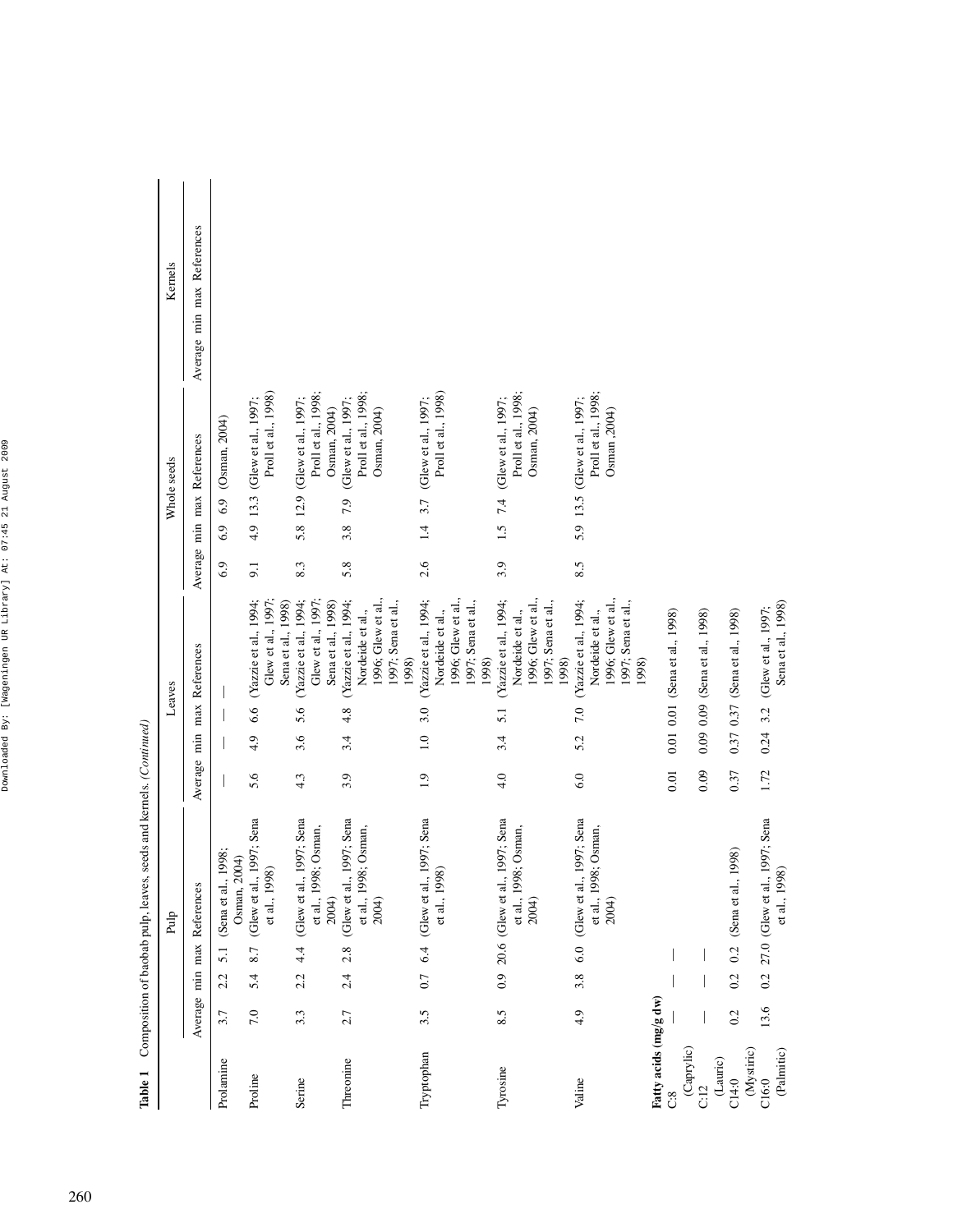**Table 1** Composition of baobab pulp, leaves, seeds and kernels. *(Continued)*

| | Pulp | | | | Leaves | | | | Whole seeds | | | | Kernels | | | |
|---|---|---|---|---|---|---|---|---|---|---|---|---|---|---|---|---|
| | Average | min | max | References | Average | min | max | References | Average | min | max | References | Average | min | max | References |
| Prolamine | 3.7 | 2.2 | 5.1 | (Sena et al., 1998; Osman, 2004) | — | — | — | — | 6.9 | 6.9 | 6.9 | (Osman, 2004) | | | | |
| Proline | 7.0 | 5.4 | 8.7 | (Glew et al., 1997; Sena et al., 1998) | 5.6 | 4.9 | 6.6 | (Yazzie et al., 1994; Glew et al., 1997; Sena et al., 1998) | 9.1 | 4.9 | 13.3 | (Glew et al., 1997; Proll et al., 1998) | | | | |
| Serine | 3.3 | 2.2 | 4.4 | (Glew et al., 1997; Sena et al., 1998; Osman, 2004) | 4.3 | 3.6 | 5.6 | (Yazzie et al., 1994; Glew et al., 1997; Sena et al., 1998) | 8.3 | 5.8 | 12.9 | (Glew et al., 1997; Proll et al., 1998; Osman, 2004) | | | | |
| Threonine | 2.7 | 2.4 | 2.8 | (Glew et al., 1997; Sena et al., 1998; Osman, 2004) | 3.9 | 3.4 | 4.8 | (Yazzie et al., 1994; Nordeide et al., 1996; Glew et al., 1997; Sena et al., 1998) | 5.8 | 3.8 | 7.9 | (Glew et al., 1997; Proll et al., 1998; Osman, 2004) | | | | |
| Tryptophan | 3.5 | 0.7 | 6.4 | (Glew et al., 1997; Sena et al., 1998) | 1.9 | 1.0 | 3.0 | (Yazzie et al., 1994; Nordeide et al., 1996; Glew et al., 1997; Sena et al., 1998) | 2.6 | 1.4 | 3.7 | (Glew et al., 1997; Proll et al., 1998) | | | | |
| Tyrosine | 8.5 | 0.9 | 20.6 | (Glew et al., 1997; Sena et al., 1998; Osman, 2004) | 4.0 | 3.4 | 5.1 | (Yazzie et al., 1994; Nordeide et al., 1996; Glew et al., 1997; Sena et al., 1998) | 3.9 | 1.5 | 7.4 | (Glew et al., 1997; Proll et al., 1998; Osman, 2004) | | | | |
| Valine | 4.9 | 3.8 | 6.0 | (Glew et al., 1997; Sena et al., 1998; Osman, 2004) | 6.0 | 5.2 | 7.0 | (Yazzie et al., 1994; Nordeide et al., 1996; Glew et al., 1997; Sena et al., 1998) | 8.5 | 5.9 | 13.5 | (Glew et al., 1997; Proll et al., 1998; Osman ,2004) | | | | |
| **Fatty acids (mg/g dw)** | | | | | | | | | | | | | | | | |
| C:8 (Caprylic) | — | — | — | | 0.01 | 0.01 | 0.01 | (Sena et al., 1998) | | | | | | | | |
| C12 (Lauric) | — | — | — | | 0.09 | 0.09 | 0.09 | (Sena et al., 1998) | | | | | | | | |
| C14:0 (Mystiric) | 0.2 | 0.2 | 0.2 | (Sena et al., 1998) | 0.37 | 0.37 | 0.37 | (Sena et al., 1998) | | | | | | | | |
| C16:0 (Palmitic) | 13.6 | 0.2 | 27.0 | (Glew et al., 1997; Sena et al., 1998) | 1.72 | 0.24 | 3.2 | (Glew et al., 1997; Sena et al., 1998) | | | | | | | | |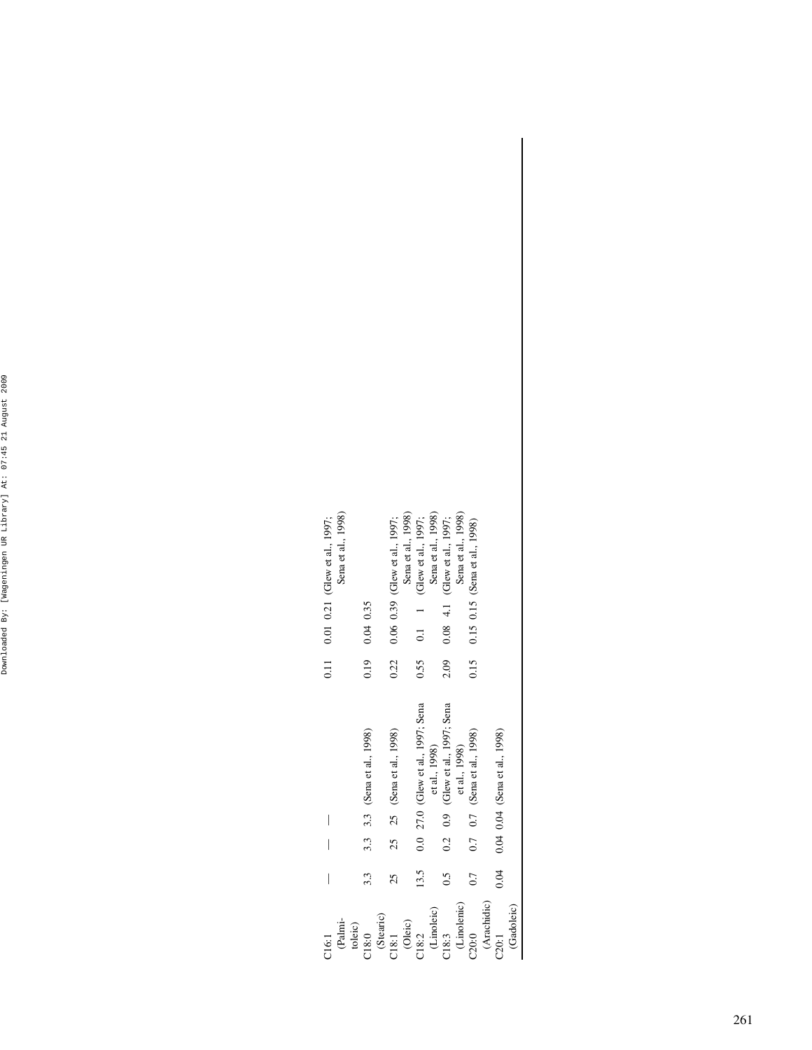| | | | | | | | | |
|---|---|---|---|---|---|---|---|---|
| C16:1 (Palmitoleic) | — | — | — | | 0.11 | 0.01 | 0.21 | (Glew et al., 1997; Sena et al., 1998) |
| C18:0 (Stearic) | 3.3 | 3.3 | 3.3 | (Sena et al., 1998) | 0.19 | 0.04 | 0.35 | |
| C18:1 (Oleic) | 25 | 25 | 25 | (Sena et al., 1998) | 0.22 | 0.06 | 0.39 | (Glew et al., 1997; Sena et al., 1998) |
| C18:2 (Linoleic) | 13.5 | 0.0 | 27.0 | (Glew et al., 1997; Sena et al., 1998) | 0.55 | 0.1 | 1 | (Glew et al., 1997; Sena et al., 1998) |
| C18:3 (Linolenic) | 0.5 | 0.2 | 0.9 | (Glew et al., 1997; Sena et al., 1998) | 2.09 | 0.08 | 4.1 | (Glew et al., 1997; Sena et al., 1998) |
| C20:0 (Arachidic) | 0.7 | 0.7 | 0.7 | (Sena et al., 1998) | 0.15 | 0.15 | 0.15 | (Sena et al., 1998) |
| C20:1 (Gadoleic) | 0.04 | 0.04 | 0.04 | (Sena et al., 1998) | | | | |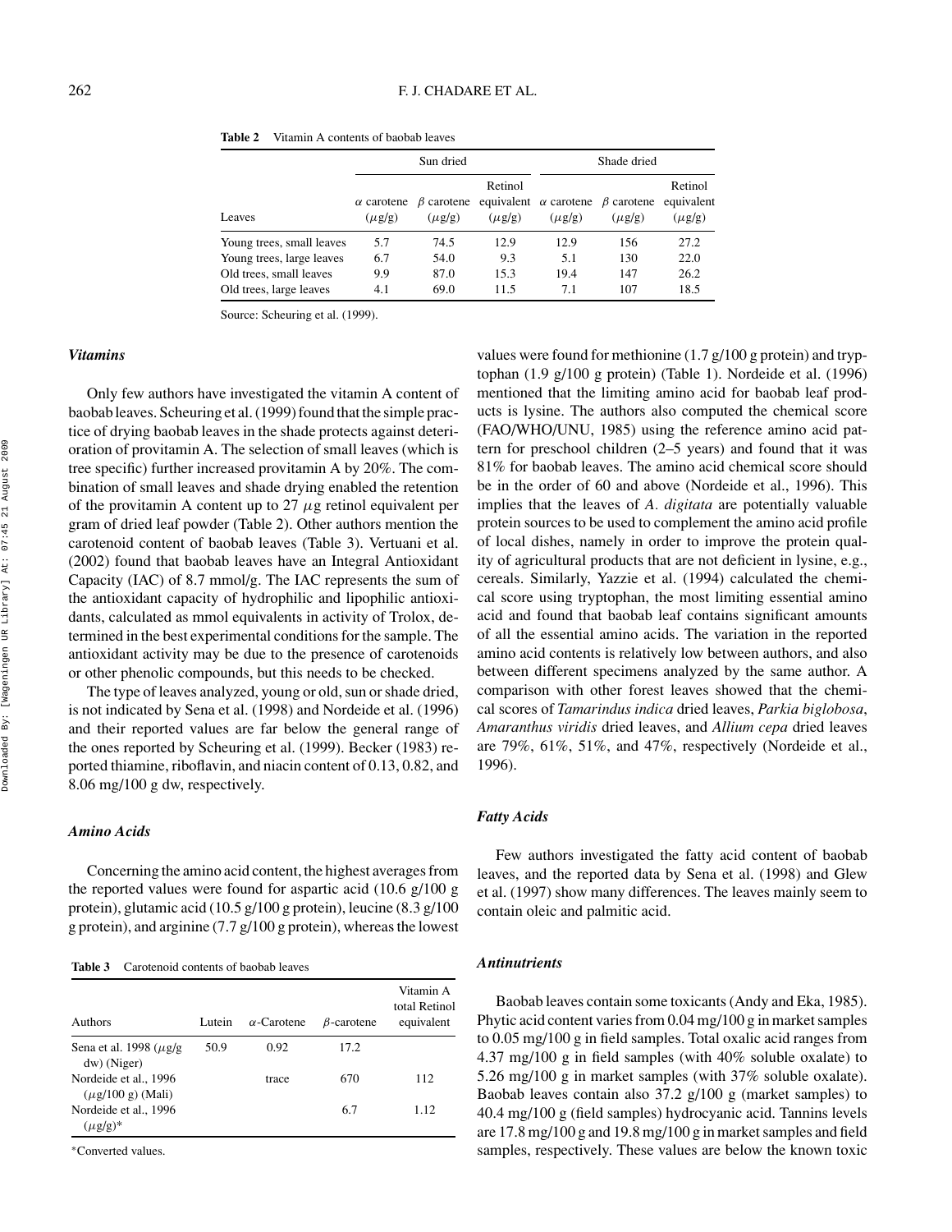**Table 2** Vitamin A contents of baobab leaves

| | Sun dried | | | Shade dried | | |
|---|---|---|---|---|---|---|
| Leaves | $\alpha$ carotene ($\mu$g/g) | $\beta$ carotene ($\mu$g/g) | Retinol equivalent ($\mu$g/g) | $\alpha$ carotene ($\mu$g/g) | $\beta$ carotene ($\mu$g/g) | Retinol equivalent ($\mu$g/g) |
| Young trees, small leaves | 5.7 | 74.5 | 12.9 | 12.9 | 156 | 27.2 |
| Young trees, large leaves | 6.7 | 54.0 | 9.3 | 5.1 | 130 | 22.0 |
| Old trees, small leaves | 9.9 | 87.0 | 15.3 | 19.4 | 147 | 26.2 |
| Old trees, large leaves | 4.1 | 69.0 | 11.5 | 7.1 | 107 | 18.5 |

Source: Scheuring et al. (1999).

### *Vitamins*

Only few authors have investigated the vitamin A content of baobab leaves. Scheuring et al. (1999) found that the simple practice of drying baobab leaves in the shade protects against deterioration of provitamin A. The selection of small leaves (which is tree specific) further increased provitamin A by 20%. The combination of small leaves and shade drying enabled the retention of the provitamin A content up to 27 $\mu$g retinol equivalent per gram of dried leaf powder (Table 2). Other authors mention the carotenoid content of baobab leaves (Table 3). Vertuani et al. (2002) found that baobab leaves have an Integral Antioxidant Capacity (IAC) of 8.7 mmol/g. The IAC represents the sum of the antioxidant capacity of hydrophilic and lipophilic antioxidants, calculated as mmol equivalents in activity of Trolox, determined in the best experimental conditions for the sample. The antioxidant activity may be due to the presence of carotenoids or other phenolic compounds, but this needs to be checked.

The type of leaves analyzed, young or old, sun or shade dried, is not indicated by Sena et al. (1998) and Nordeide et al. (1996) and their reported values are far below the general range of the ones reported by Scheuring et al. (1999). Becker (1983) reported thiamine, riboflavin, and niacin content of 0.13, 0.82, and 8.06 mg/100 g dw, respectively.

### *Amino Acids*

Concerning the amino acid content, the highest averages from the reported values were found for aspartic acid (10.6 g/100 g protein), glutamic acid (10.5 g/100 g protein), leucine (8.3 g/100 g protein), and arginine (7.7 g/100 g protein), whereas the lowest values were found for methionine (1.7 g/100 g protein) and tryptophan (1.9 g/100 g protein) (Table 1). Nordeide et al. (1996) mentioned that the limiting amino acid for baobab leaf products is lysine. The authors also computed the chemical score (FAO/WHO/UNU, 1985) using the reference amino acid pattern for preschool children (2–5 years) and found that it was 81% for baobab leaves. The amino acid chemical score should be in the order of 60 and above (Nordeide et al., 1996). This implies that the leaves of *A. digitata* are potentially valuable protein sources to be used to complement the amino acid profile of local dishes, namely in order to improve the protein quality of agricultural products that are not deficient in lysine, e.g., cereals. Similarly, Yazzie et al. (1994) calculated the chemical score using tryptophan, the most limiting essential amino acid and found that baobab leaf contains significant amounts of all the essential amino acids. The variation in the reported amino acid contents is relatively low between authors, and also between different specimens analyzed by the same author. A comparison with other forest leaves showed that the chemical scores of *Tamarindus indica* dried leaves, *Parkia biglobosa*, *Amaranthus viridis* dried leaves, and *Allium cepa* dried leaves are 79%, 61%, 51%, and 47%, respectively (Nordeide et al., 1996).

**Table 3** Carotenoid contents of baobab leaves

| Authors | Lutein | $\alpha$-Carotene | $\beta$-carotene | Vitamin A total Retinol equivalent |
|---|---|---|---|---|
| Sena et al. 1998 ($\mu$g/g dw) (Niger) | 50.9 | 0.92 | 17.2 | |
| Nordeide et al., 1996 ($\mu$g/100 g) (Mali) | | trace | 670 | 112 |
| Nordeide et al., 1996 ($\mu$g/g)* | | | 6.7 | 1.12 |

*Converted values.

### *Fatty Acids*

Few authors investigated the fatty acid content of baobab leaves, and the reported data by Sena et al. (1998) and Glew et al. (1997) show many differences. The leaves mainly seem to contain oleic and palmitic acid.

### *Antinutrients*

Baobab leaves contain some toxicants (Andy and Eka, 1985). Phytic acid content varies from 0.04 mg/100 g in market samples to 0.05 mg/100 g in field samples. Total oxalic acid ranges from 4.37 mg/100 g in field samples (with 40% soluble oxalate) to 5.26 mg/100 g in market samples (with 37% soluble oxalate). Baobab leaves contain also 37.2 g/100 g (market samples) to 40.4 mg/100 g (field samples) hydrocyanic acid. Tannins levels are 17.8 mg/100 g and 19.8 mg/100 g in market samples and field samples, respectively. These values are below the known toxic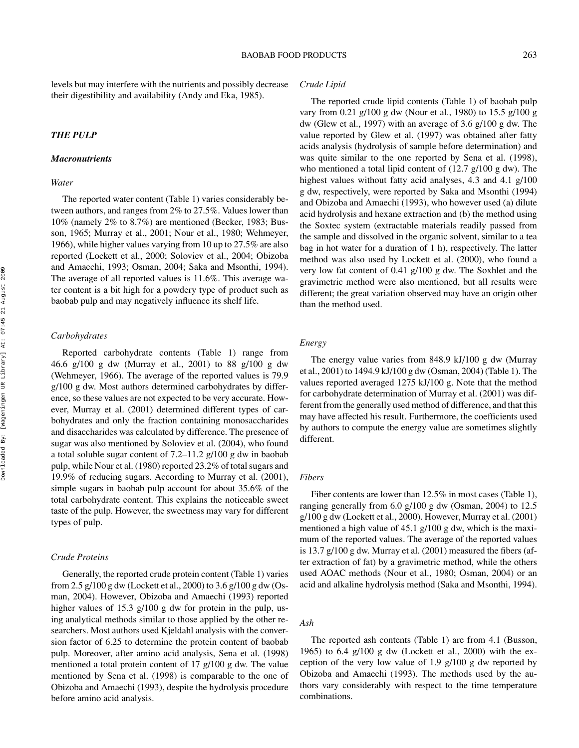levels but may interfere with the nutrients and possibly decrease their digestibility and availability (Andy and Eka, 1985).

## THE PULP

### Macronutrients

#### Water

The reported water content (Table 1) varies considerably between authors, and ranges from 2% to 27.5%. Values lower than 10% (namely 2% to 8.7%) are mentioned (Becker, 1983; Busson, 1965; Murray et al., 2001; Nour et al., 1980; Wehmeyer, 1966), while higher values varying from 10 up to 27.5% are also reported (Lockett et al., 2000; Soloviev et al., 2004; Obizoba and Amaechi, 1993; Osman, 2004; Saka and Msonthi, 1994). The average of all reported values is 11.6%. This average water content is a bit high for a powdery type of product such as baobab pulp and may negatively influence its shelf life.

#### Carbohydrates

Reported carbohydrate contents (Table 1) range from 46.6 g/100 g dw (Murray et al., 2001) to 88 g/100 g dw (Wehmeyer, 1966). The average of the reported values is 79.9 g/100 g dw. Most authors determined carbohydrates by difference, so these values are not expected to be very accurate. However, Murray et al. (2001) determined different types of carbohydrates and only the fraction containing monosaccharides and disaccharides was calculated by difference. The presence of sugar was also mentioned by Soloviev et al. (2004), who found a total soluble sugar content of 7.2–11.2 g/100 g dw in baobab pulp, while Nour et al. (1980) reported 23.2% of total sugars and 19.9% of reducing sugars. According to Murray et al. (2001), simple sugars in baobab pulp account for about 35.6% of the total carbohydrate content. This explains the noticeable sweet taste of the pulp. However, the sweetness may vary for different types of pulp.

#### Crude Proteins

Generally, the reported crude protein content (Table 1) varies from 2.5 g/100 g dw (Lockett et al., 2000) to 3.6 g/100 g dw (Osman, 2004). However, Obizoba and Amaechi (1993) reported higher values of 15.3 g/100 g dw for protein in the pulp, using analytical methods similar to those applied by the other researchers. Most authors used Kjeldahl analysis with the conversion factor of 6.25 to determine the protein content of baobab pulp. Moreover, after amino acid analysis, Sena et al. (1998) mentioned a total protein content of 17 g/100 g dw. The value mentioned by Sena et al. (1998) is comparable to the one of Obizoba and Amaechi (1993), despite the hydrolysis procedure before amino acid analysis.

#### Crude Lipid

The reported crude lipid contents (Table 1) of baobab pulp vary from 0.21 g/100 g dw (Nour et al., 1980) to 15.5 g/100 g dw (Glew et al., 1997) with an average of 3.6 g/100 g dw. The value reported by Glew et al. (1997) was obtained after fatty acids analysis (hydrolysis of sample before determination) and was quite similar to the one reported by Sena et al. (1998), who mentioned a total lipid content of (12.7 g/100 g dw). The highest values without fatty acid analyses, 4.3 and 4.1 g/100 g dw, respectively, were reported by Saka and Msonthi (1994) and Obizoba and Amaechi (1993), who however used (a) dilute acid hydrolysis and hexane extraction and (b) the method using the Soxtec system (extractable materials readily passed from the sample and dissolved in the organic solvent, similar to a tea bag in hot water for a duration of 1 h), respectively. The latter method was also used by Lockett et al. (2000), who found a very low fat content of 0.41 g/100 g dw. The Soxhlet and the gravimetric method were also mentioned, but all results were different; the great variation observed may have an origin other than the method used.

#### Energy

The energy value varies from 848.9 kJ/100 g dw (Murray et al., 2001) to 1494.9 kJ/100 g dw (Osman, 2004) (Table 1). The values reported averaged 1275 kJ/100 g. Note that the method for carbohydrate determination of Murray et al. (2001) was different from the generally used method of difference, and that this may have affected his result. Furthermore, the coefficients used by authors to compute the energy value are sometimes slightly different.

#### Fibers

Fiber contents are lower than 12.5% in most cases (Table 1), ranging generally from 6.0 g/100 g dw (Osman, 2004) to 12.5 g/100 g dw (Lockett et al., 2000). However, Murray et al. (2001) mentioned a high value of 45.1 g/100 g dw, which is the maximum of the reported values. The average of the reported values is 13.7 g/100 g dw. Murray et al. (2001) measured the fibers (after extraction of fat) by a gravimetric method, while the others used AOAC methods (Nour et al., 1980; Osman, 2004) or an acid and alkaline hydrolysis method (Saka and Msonthi, 1994).

#### Ash

The reported ash contents (Table 1) are from 4.1 (Busson, 1965) to 6.4 g/100 g dw (Lockett et al., 2000) with the exception of the very low value of 1.9 g/100 g dw reported by Obizoba and Amaechi (1993). The methods used by the authors vary considerably with respect to the time temperature combinations.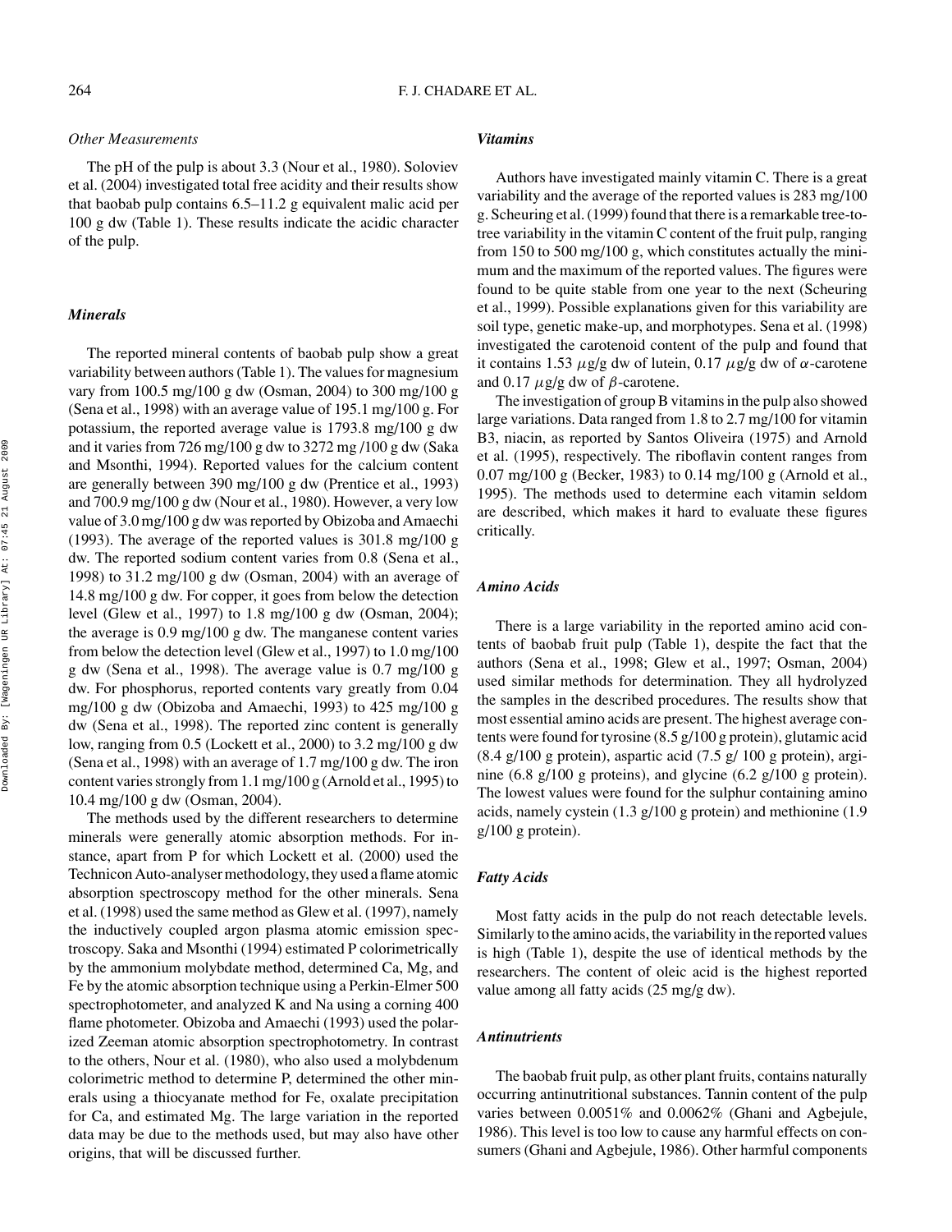### *Other Measurements*

The pH of the pulp is about 3.3 (Nour et al., 1980). Soloviev et al. (2004) investigated total free acidity and their results show that baobab pulp contains 6.5–11.2 g equivalent malic acid per 100 g dw (Table 1). These results indicate the acidic character of the pulp.

### *Minerals*

The reported mineral contents of baobab pulp show a great variability between authors (Table 1). The values for magnesium vary from 100.5 mg/100 g dw (Osman, 2004) to 300 mg/100 g (Sena et al., 1998) with an average value of 195.1 mg/100 g. For potassium, the reported average value is 1793.8 mg/100 g dw and it varies from 726 mg/100 g dw to 3272 mg /100 g dw (Saka and Msonthi, 1994). Reported values for the calcium content are generally between 390 mg/100 g dw (Prentice et al., 1993) and 700.9 mg/100 g dw (Nour et al., 1980). However, a very low value of 3.0 mg/100 g dw was reported by Obizoba and Amaechi (1993). The average of the reported values is 301.8 mg/100 g dw. The reported sodium content varies from 0.8 (Sena et al., 1998) to 31.2 mg/100 g dw (Osman, 2004) with an average of 14.8 mg/100 g dw. For copper, it goes from below the detection level (Glew et al., 1997) to 1.8 mg/100 g dw (Osman, 2004); the average is 0.9 mg/100 g dw. The manganese content varies from below the detection level (Glew et al., 1997) to 1.0 mg/100 g dw (Sena et al., 1998). The average value is 0.7 mg/100 g dw. For phosphorus, reported contents vary greatly from 0.04 mg/100 g dw (Obizoba and Amaechi, 1993) to 425 mg/100 g dw (Sena et al., 1998). The reported zinc content is generally low, ranging from 0.5 (Lockett et al., 2000) to 3.2 mg/100 g dw (Sena et al., 1998) with an average of 1.7 mg/100 g dw. The iron content varies strongly from 1.1 mg/100 g (Arnold et al., 1995) to 10.4 mg/100 g dw (Osman, 2004).

The methods used by the different researchers to determine minerals were generally atomic absorption methods. For instance, apart from P for which Lockett et al. (2000) used the Technicon Auto-analyser methodology, they used a flame atomic absorption spectroscopy method for the other minerals. Sena et al. (1998) used the same method as Glew et al. (1997), namely the inductively coupled argon plasma atomic emission spectroscopy. Saka and Msonthi (1994) estimated P colorimetrically by the ammonium molybdate method, determined Ca, Mg, and Fe by the atomic absorption technique using a Perkin-Elmer 500 spectrophotometer, and analyzed K and Na using a corning 400 flame photometer. Obizoba and Amaechi (1993) used the polarized Zeeman atomic absorption spectrophotometry. In contrast to the others, Nour et al. (1980), who also used a molybdenum colorimetric method to determine P, determined the other minerals using a thiocyanate method for Fe, oxalate precipitation for Ca, and estimated Mg. The large variation in the reported data may be due to the methods used, but may also have other origins, that will be discussed further.

### *Vitamins*

Authors have investigated mainly vitamin C. There is a great variability and the average of the reported values is 283 mg/100 g. Scheuring et al. (1999) found that there is a remarkable tree-to-tree variability in the vitamin C content of the fruit pulp, ranging from 150 to 500 mg/100 g, which constitutes actually the minimum and the maximum of the reported values. The figures were found to be quite stable from one year to the next (Scheuring et al., 1999). Possible explanations given for this variability are soil type, genetic make-up, and morphotypes. Sena et al. (1998) investigated the carotenoid content of the pulp and found that it contains 1.53 $\mu$g/g dw of lutein, 0.17 $\mu$g/g dw of $\alpha$-carotene and 0.17 $\mu$g/g dw of $\beta$-carotene.

The investigation of group B vitamins in the pulp also showed large variations. Data ranged from 1.8 to 2.7 mg/100 for vitamin B3, niacin, as reported by Santos Oliveira (1975) and Arnold et al. (1995), respectively. The riboflavin content ranges from 0.07 mg/100 g (Becker, 1983) to 0.14 mg/100 g (Arnold et al., 1995). The methods used to determine each vitamin seldom are described, which makes it hard to evaluate these figures critically.

### *Amino Acids*

There is a large variability in the reported amino acid contents of baobab fruit pulp (Table 1), despite the fact that the authors (Sena et al., 1998; Glew et al., 1997; Osman, 2004) used similar methods for determination. They all hydrolyzed the samples in the described procedures. The results show that most essential amino acids are present. The highest average contents were found for tyrosine (8.5 g/100 g protein), glutamic acid (8.4 g/100 g protein), aspartic acid (7.5 g/ 100 g protein), arginine (6.8 g/100 g proteins), and glycine (6.2 g/100 g protein). The lowest values were found for the sulphur containing amino acids, namely cystein (1.3 g/100 g protein) and methionine (1.9 g/100 g protein).

### *Fatty Acids*

Most fatty acids in the pulp do not reach detectable levels. Similarly to the amino acids, the variability in the reported values is high (Table 1), despite the use of identical methods by the researchers. The content of oleic acid is the highest reported value among all fatty acids (25 mg/g dw).

### *Antinutrients*

The baobab fruit pulp, as other plant fruits, contains naturally occurring antinutritional substances. Tannin content of the pulp varies between 0.0051% and 0.0062% (Ghani and Agbejule, 1986). This level is too low to cause any harmful effects on consumers (Ghani and Agbejule, 1986). Other harmful components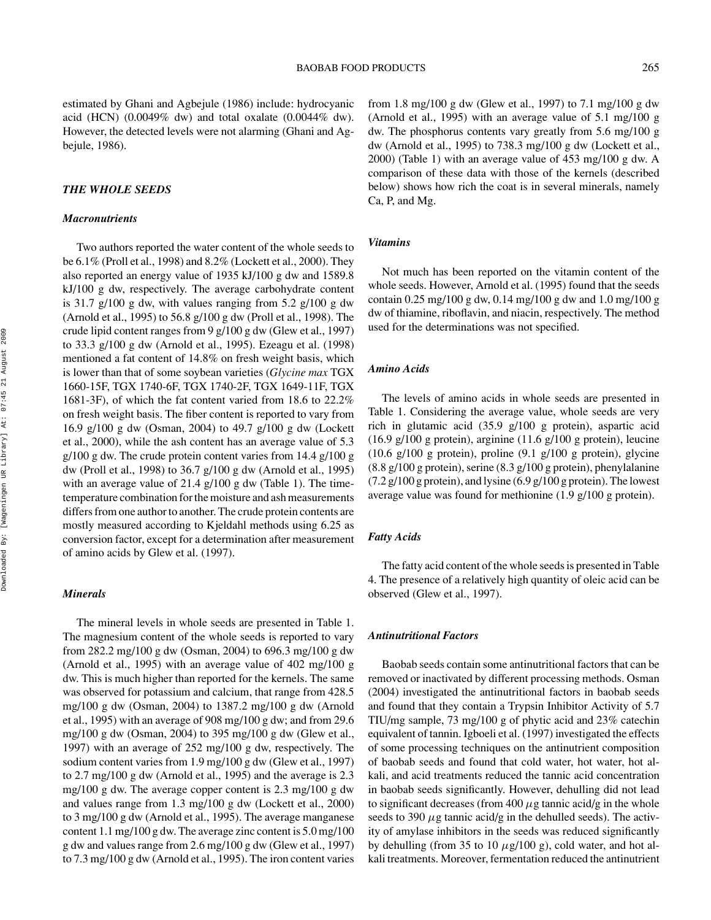estimated by Ghani and Agbejule (1986) include: hydrocyanic acid (HCN) (0.0049% dw) and total oxalate (0.0044% dw). However, the detected levels were not alarming (Ghani and Agbejule, 1986).

## *THE WHOLE SEEDS*

### *Macronutrients*

Two authors reported the water content of the whole seeds to be 6.1% (Proll et al., 1998) and 8.2% (Lockett et al., 2000). They also reported an energy value of 1935 kJ/100 g dw and 1589.8 kJ/100 g dw, respectively. The average carbohydrate content is 31.7 g/100 g dw, with values ranging from 5.2 g/100 g dw (Arnold et al., 1995) to 56.8 g/100 g dw (Proll et al., 1998). The crude lipid content ranges from 9 g/100 g dw (Glew et al., 1997) to 33.3 g/100 g dw (Arnold et al., 1995). Ezeagu et al. (1998) mentioned a fat content of 14.8% on fresh weight basis, which is lower than that of some soybean varieties (*Glycine max* TGX 1660-15F, TGX 1740-6F, TGX 1740-2F, TGX 1649-11F, TGX 1681-3F), of which the fat content varied from 18.6 to 22.2% on fresh weight basis. The fiber content is reported to vary from 16.9 g/100 g dw (Osman, 2004) to 49.7 g/100 g dw (Lockett et al., 2000), while the ash content has an average value of 5.3 g/100 g dw. The crude protein content varies from 14.4 g/100 g dw (Proll et al., 1998) to 36.7 g/100 g dw (Arnold et al., 1995) with an average value of 21.4 g/100 g dw (Table 1). The time-temperature combination for the moisture and ash measurements differs from one author to another. The crude protein contents are mostly measured according to Kjeldahl methods using 6.25 as conversion factor, except for a determination after measurement of amino acids by Glew et al. (1997).

### *Minerals*

The mineral levels in whole seeds are presented in Table 1. The magnesium content of the whole seeds is reported to vary from 282.2 mg/100 g dw (Osman, 2004) to 696.3 mg/100 g dw (Arnold et al., 1995) with an average value of 402 mg/100 g dw. This is much higher than reported for the kernels. The same was observed for potassium and calcium, that range from 428.5 mg/100 g dw (Osman, 2004) to 1387.2 mg/100 g dw (Arnold et al., 1995) with an average of 908 mg/100 g dw; and from 29.6 mg/100 g dw (Osman, 2004) to 395 mg/100 g dw (Glew et al., 1997) with an average of 252 mg/100 g dw, respectively. The sodium content varies from 1.9 mg/100 g dw (Glew et al., 1997) to 2.7 mg/100 g dw (Arnold et al., 1995) and the average is 2.3 mg/100 g dw. The average copper content is 2.3 mg/100 g dw and values range from 1.3 mg/100 g dw (Lockett et al., 2000) to 3 mg/100 g dw (Arnold et al., 1995). The average manganese content 1.1 mg/100 g dw. The average zinc content is 5.0 mg/100 g dw and values range from 2.6 mg/100 g dw (Glew et al., 1997) to 7.3 mg/100 g dw (Arnold et al., 1995). The iron content varies from 1.8 mg/100 g dw (Glew et al., 1997) to 7.1 mg/100 g dw (Arnold et al., 1995) with an average value of 5.1 mg/100 g dw. The phosphorus contents vary greatly from 5.6 mg/100 g dw (Arnold et al., 1995) to 738.3 mg/100 g dw (Lockett et al., 2000) (Table 1) with an average value of 453 mg/100 g dw. A comparison of these data with those of the kernels (described below) shows how rich the coat is in several minerals, namely Ca, P, and Mg.

### *Vitamins*

Not much has been reported on the vitamin content of the whole seeds. However, Arnold et al. (1995) found that the seeds contain 0.25 mg/100 g dw, 0.14 mg/100 g dw and 1.0 mg/100 g dw of thiamine, riboflavin, and niacin, respectively. The method used for the determinations was not specified.

### *Amino Acids*

The levels of amino acids in whole seeds are presented in Table 1. Considering the average value, whole seeds are very rich in glutamic acid (35.9 g/100 g protein), aspartic acid (16.9 g/100 g protein), arginine (11.6 g/100 g protein), leucine (10.6 g/100 g protein), proline (9.1 g/100 g protein), glycine (8.8 g/100 g protein), serine (8.3 g/100 g protein), phenylalanine (7.2 g/100 g protein), and lysine (6.9 g/100 g protein). The lowest average value was found for methionine (1.9 g/100 g protein).

### *Fatty Acids*

The fatty acid content of the whole seeds is presented in Table 4. The presence of a relatively high quantity of oleic acid can be observed (Glew et al., 1997).

### *Antinutritional Factors*

Baobab seeds contain some antinutritional factors that can be removed or inactivated by different processing methods. Osman (2004) investigated the antinutritional factors in baobab seeds and found that they contain a Trypsin Inhibitor Activity of 5.7 TIU/mg sample, 73 mg/100 g of phytic acid and 23% catechin equivalent of tannin. Igboeli et al. (1997) investigated the effects of some processing techniques on the antinutrient composition of baobab seeds and found that cold water, hot water, hot alkali, and acid treatments reduced the tannic acid concentration in baobab seeds significantly. However, dehulling did not lead to significant decreases (from 400 $\mu$g tannic acid/g in the whole seeds to 390 $\mu$g tannic acid/g in the dehulled seeds). The activity of amylase inhibitors in the seeds was reduced significantly by dehulling (from 35 to 10 $\mu$g/100 g), cold water, and hot alkali treatments. Moreover, fermentation reduced the antinutrient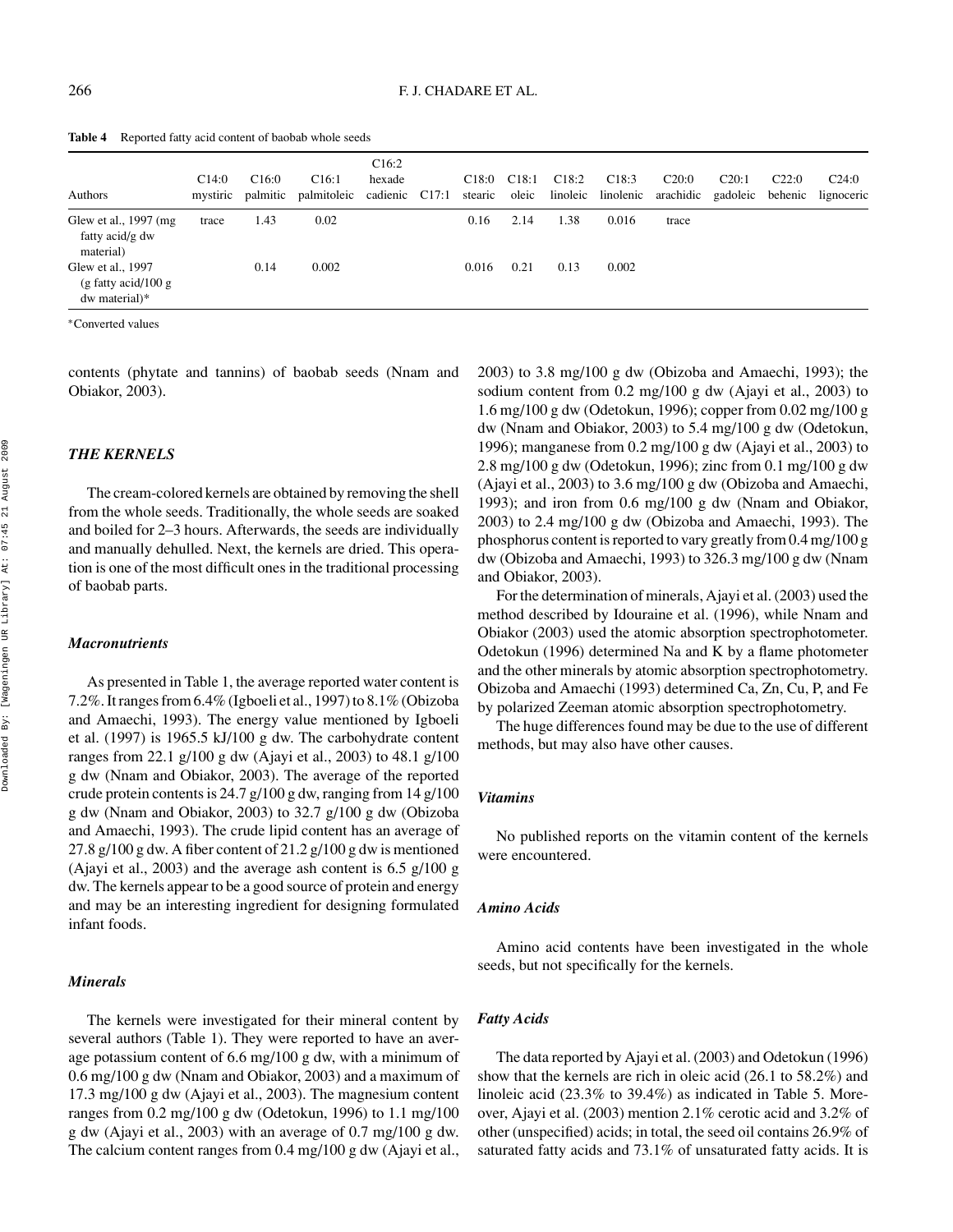**Table 4** Reported fatty acid content of baobab whole seeds

| Authors | C14:0 mystiric | C16:0 palmitic | C16:1 palmitoleic | C16:2 hexade cadienic | C17:1 | C18:0 stearic | C18:1 oleic | C18:2 linoleic | C18:3 linolenic | C20:0 arachidic | C20:1 gadoleic | C22:0 behenic | C24:0 lignoceric |
|---|---|---|---|---|---|---|---|---|---|---|---|---|---|
| Glew et al., 1997 (mg fatty acid/g dw material) | trace | 1.43 | 0.02 | | | 0.16 | 2.14 | 1.38 | 0.016 | trace | | | |
| Glew et al., 1997 (g fatty acid/100 g dw material)* | | 0.14 | 0.002 | | | 0.016 | 0.21 | 0.13 | 0.002 | | | | |

*Converted values

contents (phytate and tannins) of baobab seeds (Nnam and Obiakor, 2003).

## THE KERNELS

The cream-colored kernels are obtained by removing the shell from the whole seeds. Traditionally, the whole seeds are soaked and boiled for 2–3 hours. Afterwards, the seeds are individually and manually dehulled. Next, the kernels are dried. This operation is one of the most difficult ones in the traditional processing of baobab parts.

### Macronutrients

As presented in Table 1, the average reported water content is 7.2%. It ranges from 6.4% (Igboeli et al., 1997) to 8.1% (Obizoba and Amaechi, 1993). The energy value mentioned by Igboeli et al. (1997) is 1965.5 kJ/100 g dw. The carbohydrate content ranges from 22.1 g/100 g dw (Ajayi et al., 2003) to 48.1 g/100 g dw (Nnam and Obiakor, 2003). The average of the reported crude protein contents is 24.7 g/100 g dw, ranging from 14 g/100 g dw (Nnam and Obiakor, 2003) to 32.7 g/100 g dw (Obizoba and Amaechi, 1993). The crude lipid content has an average of 27.8 g/100 g dw. A fiber content of 21.2 g/100 g dw is mentioned (Ajayi et al., 2003) and the average ash content is 6.5 g/100 g dw. The kernels appear to be a good source of protein and energy and may be an interesting ingredient for designing formulated infant foods.

### Minerals

The kernels were investigated for their mineral content by several authors (Table 1). They were reported to have an average potassium content of 6.6 mg/100 g dw, with a minimum of 0.6 mg/100 g dw (Nnam and Obiakor, 2003) and a maximum of 17.3 mg/100 g dw (Ajayi et al., 2003). The magnesium content ranges from 0.2 mg/100 g dw (Odetokun, 1996) to 1.1 mg/100 g dw (Ajayi et al., 2003) with an average of 0.7 mg/100 g dw. The calcium content ranges from 0.4 mg/100 g dw (Ajayi et al., 2003) to 3.8 mg/100 g dw (Obizoba and Amaechi, 1993); the sodium content from 0.2 mg/100 g dw (Ajayi et al., 2003) to 1.6 mg/100 g dw (Odetokun, 1996); copper from 0.02 mg/100 g dw (Nnam and Obiakor, 2003) to 5.4 mg/100 g dw (Odetokun, 1996); manganese from 0.2 mg/100 g dw (Ajayi et al., 2003) to 2.8 mg/100 g dw (Odetokun, 1996); zinc from 0.1 mg/100 g dw (Ajayi et al., 2003) to 3.6 mg/100 g dw (Obizoba and Amaechi, 1993); and iron from 0.6 mg/100 g dw (Nnam and Obiakor, 2003) to 2.4 mg/100 g dw (Obizoba and Amaechi, 1993). The phosphorus content is reported to vary greatly from 0.4 mg/100 g dw (Obizoba and Amaechi, 1993) to 326.3 mg/100 g dw (Nnam and Obiakor, 2003).

For the determination of minerals, Ajayi et al. (2003) used the method described by Idouraine et al. (1996), while Nnam and Obiakor (2003) used the atomic absorption spectrophotometer. Odetokun (1996) determined Na and K by a flame photometer and the other minerals by atomic absorption spectrophotometry. Obizoba and Amaechi (1993) determined Ca, Zn, Cu, P, and Fe by polarized Zeeman atomic absorption spectrophotometry.

The huge differences found may be due to the use of different methods, but may also have other causes.

### Vitamins

No published reports on the vitamin content of the kernels were encountered.

### Amino Acids

Amino acid contents have been investigated in the whole seeds, but not specifically for the kernels.

### Fatty Acids

The data reported by Ajayi et al. (2003) and Odetokun (1996) show that the kernels are rich in oleic acid (26.1 to 58.2%) and linoleic acid (23.3% to 39.4%) as indicated in Table 5. Moreover, Ajayi et al. (2003) mention 2.1% cerotic acid and 3.2% of other (unspecified) acids; in total, the seed oil contains 26.9% of saturated fatty acids and 73.1% of unsaturated fatty acids. It is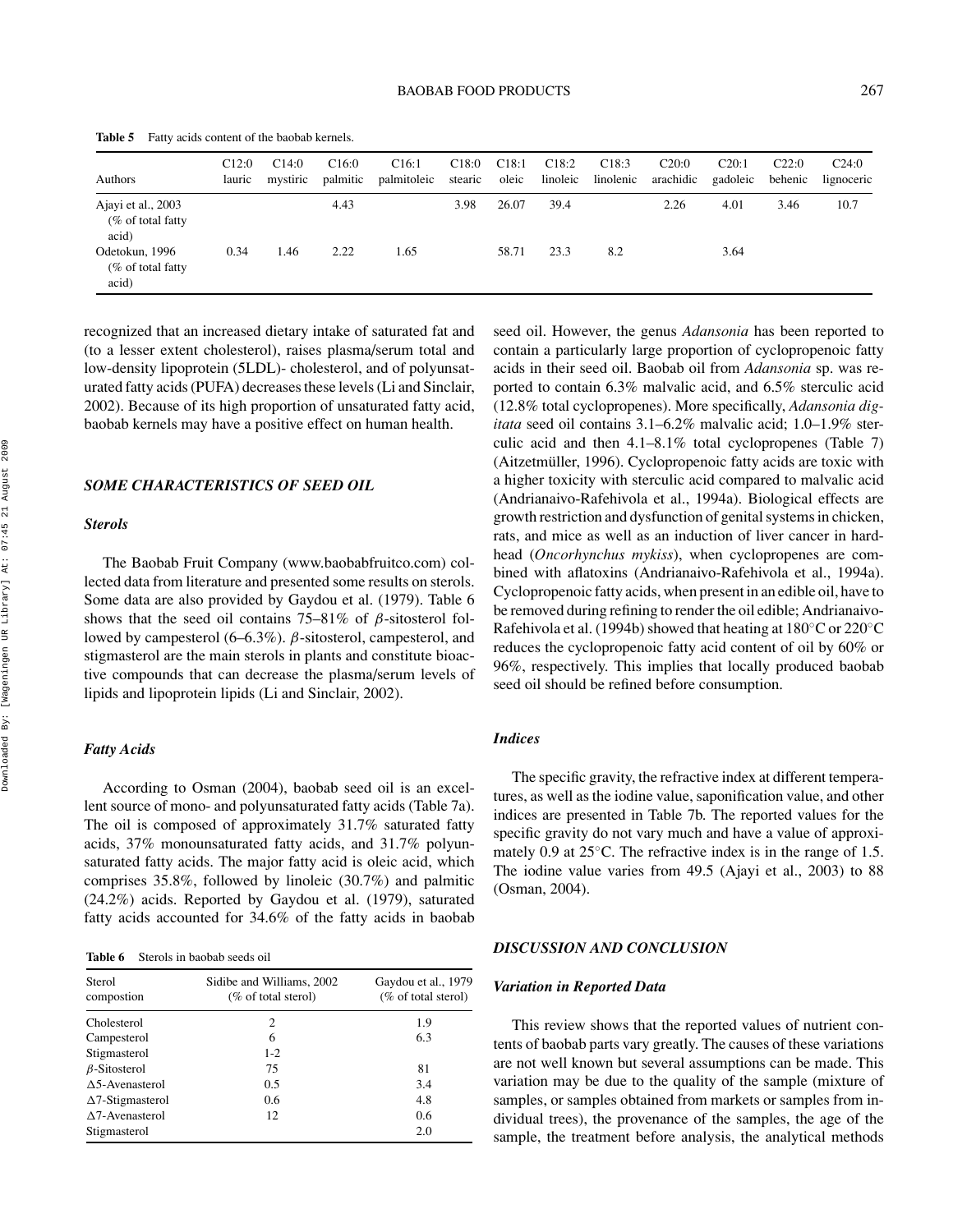**Table 5** Fatty acids content of the baobab kernels.

| Authors | C12:0 lauric | C14:0 mystiric | C16:0 palmitic | C16:1 palmitoleic | C18:0 stearic | C18:1 oleic | C18:2 linoleic | C18:3 linolenic | C20:0 arachidic | C20:1 gadoleic | C22:0 behenic | C24:0 lignoceric |
|---|---|---|---|---|---|---|---|---|---|---|---|---|
| Ajayi et al., 2003 (% of total fatty acid) | | | 4.43 | | 3.98 | 26.07 | 39.4 | | 2.26 | 4.01 | 3.46 | 10.7 |
| Odetokun, 1996 (% of total fatty acid) | 0.34 | 1.46 | 2.22 | 1.65 | | 58.71 | 23.3 | 8.2 | | 3.64 | | |

recognized that an increased dietary intake of saturated fat and (to a lesser extent cholesterol), raises plasma/serum total and low-density lipoprotein (5LDL)- cholesterol, and of polyunsaturated fatty acids (PUFA) decreases these levels (Li and Sinclair, 2002). Because of its high proportion of unsaturated fatty acid, baobab kernels may have a positive effect on human health.

## SOME CHARACTERISTICS OF SEED OIL

### Sterols

The Baobab Fruit Company (www.baobabfruitco.com) collected data from literature and presented some results on sterols. Some data are also provided by Gaydou et al. (1979). Table 6 shows that the seed oil contains 75–81% of $\beta$-sitosterol followed by campesterol (6–6.3%). $\beta$-sitosterol, campesterol, and stigmasterol are the main sterols in plants and constitute bioactive compounds that can decrease the plasma/serum levels of lipids and lipoprotein lipids (Li and Sinclair, 2002).

### Fatty Acids

According to Osman (2004), baobab seed oil is an excellent source of mono- and polyunsaturated fatty acids (Table 7a). The oil is composed of approximately 31.7% saturated fatty acids, 37% monounsaturated fatty acids, and 31.7% polyunsaturated fatty acids. The major fatty acid is oleic acid, which comprises 35.8%, followed by linoleic (30.7%) and palmitic (24.2%) acids. Reported by Gaydou et al. (1979), saturated fatty acids accounted for 34.6% of the fatty acids in baobab seed oil. However, the genus *Adansonia* has been reported to contain a particularly large proportion of cyclopropenoic fatty acids in their seed oil. Baobab oil from *Adansonia* sp. was reported to contain 6.3% malvalic acid, and 6.5% sterculic acid (12.8% total cyclopropenes). More specifically, *Adansonia digitata* seed oil contains 3.1–6.2% malvalic acid; 1.0–1.9% sterculic acid and then 4.1–8.1% total cyclopropenes (Table 7) (Aitzetmüller, 1996). Cyclopropenoic fatty acids are toxic with a higher toxicity with sterculic acid compared to malvalic acid (Andrianaivo-Rafehivola et al., 1994a). Biological effects are growth restriction and dysfunction of genital systems in chicken, rats, and mice as well as an induction of liver cancer in hardhead (*Oncorhynchus mykiss*), when cyclopropenes are combined with aflatoxins (Andrianaivo-Rafehivola et al., 1994a). Cyclopropenoic fatty acids, when present in an edible oil, have to be removed during refining to render the oil edible; Andrianaivo-Rafehivola et al. (1994b) showed that heating at 180°C or 220°C reduces the cyclopropenoic fatty acid content of oil by 60% or 96%, respectively. This implies that locally produced baobab seed oil should be refined before consumption.

**Table 6** Sterols in baobab seeds oil

| Sterol compostion | Sidibe and Williams, 2002 (% of total sterol) | Gaydou et al., 1979 (% of total sterol) |
|---|---|---|
| Cholesterol | 2 | 1.9 |
| Campesterol | 6 | 6.3 |
| Stigmasterol | 1-2 | |
| $\beta$-Sitosterol | 75 | 81 |
| $\Delta$5-Avenasterol | 0.5 | 3.4 |
| $\Delta$7-Stigmasterol | 0.6 | 4.8 |
| $\Delta$7-Avenasterol | 12 | 0.6 |
| Stigmasterol | | 2.0 |

### Indices

The specific gravity, the refractive index at different temperatures, as well as the iodine value, saponification value, and other indices are presented in Table 7b. The reported values for the specific gravity do not vary much and have a value of approximately 0.9 at 25°C. The refractive index is in the range of 1.5. The iodine value varies from 49.5 (Ajayi et al., 2003) to 88 (Osman, 2004).

## DISCUSSION AND CONCLUSION

### Variation in Reported Data

This review shows that the reported values of nutrient contents of baobab parts vary greatly. The causes of these variations are not well known but several assumptions can be made. This variation may be due to the quality of the sample (mixture of samples, or samples obtained from markets or samples from individual trees), the provenance of the samples, the age of the sample, the treatment before analysis, the analytical methods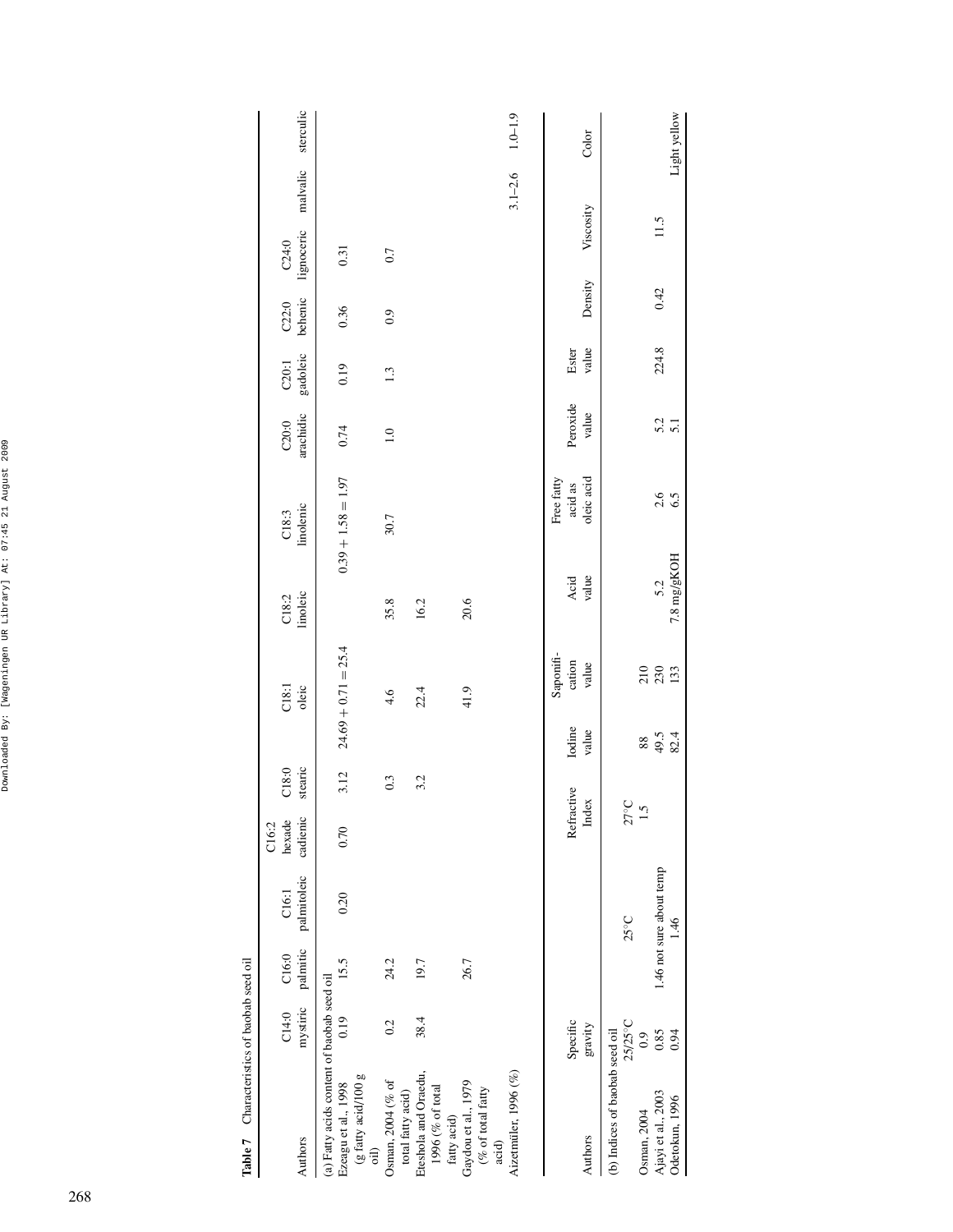**Table 7** Characteristics of baobab seed oil

| Authors | C14:0 mystiric | C16:0 palmitic | C16:1 palmitoleic | C16:2 hexade cadienic | C18:0 stearic | C18:1 oleic | C18:2 linoleic | C18:3 linolenic | C20:0 arachidic | C20:1 gadoleic | C22:0 behenic | C24:0 lignoceric | malvalic | sterculic |
|---|---|---|---|---|---|---|---|---|---|---|---|---|---|---|
| (a) Fatty acids content of baobab seed oil | | | | | | | | | | | | | | |
| Ezeagu et al., 1998 (g fatty acid/100 g oil) | 0.19 | 15.5 | 0.20 | 0.70 | 3.12 | 24.69 + 0.71 = 25.4 | | 0.39 + 1.58 = 1.97 | 0.74 | 0.19 | 0.36 | 0.31 | | |
| Osman, 2004 (% of total fatty acid) | 0.2 | 24.2 | | | 0.3 | 4.6 | 35.8 | 30.7 | 1.0 | 1.3 | 0.9 | 0.7 | | |
| Eteshola and Oraedu, 1996 (% of total fatty acid) | 38.4 | 19.7 | | | 3.2 | 22.4 | 16.2 | | | | | | | |
| Gaydou et al., 1979 (% of total fatty acid) | | 26.7 | | | | 41.9 | 20.6 | | | | | | | |
| Aizetmiiler, 1996 (%) | | | | | | | | | | | | | 3.1–2.6 | 1.0–1.9 |

| Authors | Specific gravity | | Refractive Index | Iodine value | Saponification value | Acid value | Free fatty acid as oleic acid | Peroxide value | Ester value | Density | Viscosity | Color |
|---|---|---|---|---|---|---|---|---|---|---|---|---|
| (b) Indices of baobab seed oil | | | | | | | | | | | | |
| | 25/25°C | 25°C | 27°C | | | | | | | | | |
| Osman, 2004 | 0.9 | | 1.5 | 88 | 210 | | | | | | | |
| Ajayi et al., 2003 | 0.85 | 1.46 not sure about temp | | 49.5 | 230 | 5.2 | 2.6 | 5.2 | 224.8 | 0.42 | 11.5 | |
| Odetokun, 1996 | 0.94 | 1.46 | | 82.4 | 133 | 7.8 mg/gKOH | 6.5 | 5.1 | | | | Light yellow |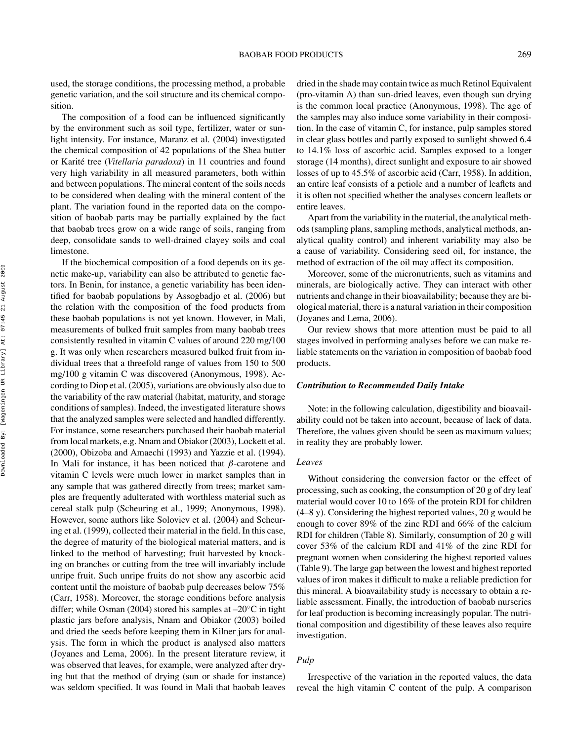used, the storage conditions, the processing method, a probable genetic variation, and the soil structure and its chemical composition.

The composition of a food can be influenced significantly by the environment such as soil type, fertilizer, water or sunlight intensity. For instance, Maranz et al. (2004) investigated the chemical composition of 42 populations of the Shea butter or Karité tree (*Vitellaria paradoxa*) in 11 countries and found very high variability in all measured parameters, both within and between populations. The mineral content of the soils needs to be considered when dealing with the mineral content of the plant. The variation found in the reported data on the composition of baobab parts may be partially explained by the fact that baobab trees grow on a wide range of soils, ranging from deep, consolidate sands to well-drained clayey soils and coal limestone.

If the biochemical composition of a food depends on its genetic make-up, variability can also be attributed to genetic factors. In Benin, for instance, a genetic variability has been identified for baobab populations by Assogbadjo et al. (2006) but the relation with the composition of the food products from these baobab populations is not yet known. However, in Mali, measurements of bulked fruit samples from many baobab trees consistently resulted in vitamin C values of around 220 mg/100 g. It was only when researchers measured bulked fruit from individual trees that a threefold range of values from 150 to 500 mg/100 g vitamin C was discovered (Anonymous, 1998). According to Diop et al. (2005), variations are obviously also due to the variability of the raw material (habitat, maturity, and storage conditions of samples). Indeed, the investigated literature shows that the analyzed samples were selected and handled differently. For instance, some researchers purchased their baobab material from local markets, e.g. Nnam and Obiakor (2003), Lockett et al. (2000), Obizoba and Amaechi (1993) and Yazzie et al. (1994). In Mali for instance, it has been noticed that $\beta$-carotene and vitamin C levels were much lower in market samples than in any sample that was gathered directly from trees; market samples are frequently adulterated with worthless material such as cereal stalk pulp (Scheuring et al., 1999; Anonymous, 1998). However, some authors like Soloviev et al. (2004) and Scheuring et al. (1999), collected their material in the field. In this case, the degree of maturity of the biological material matters, and is linked to the method of harvesting; fruit harvested by knocking on branches or cutting from the tree will invariably include unripe fruit. Such unripe fruits do not show any ascorbic acid content until the moisture of baobab pulp decreases below 75% (Carr, 1958). Moreover, the storage conditions before analysis differ; while Osman (2004) stored his samples at –20°C in tight plastic jars before analysis, Nnam and Obiakor (2003) boiled and dried the seeds before keeping them in Kilner jars for analysis. The form in which the product is analysed also matters (Joyanes and Lema, 2006). In the present literature review, it was observed that leaves, for example, were analyzed after drying but that the method of drying (sun or shade for instance) was seldom specified. It was found in Mali that baobab leaves dried in the shade may contain twice as much Retinol Equivalent (pro-vitamin A) than sun-dried leaves, even though sun drying is the common local practice (Anonymous, 1998). The age of the samples may also induce some variability in their composition. In the case of vitamin C, for instance, pulp samples stored in clear glass bottles and partly exposed to sunlight showed 6.4 to 14.1% loss of ascorbic acid. Samples exposed to a longer storage (14 months), direct sunlight and exposure to air showed losses of up to 45.5% of ascorbic acid (Carr, 1958). In addition, an entire leaf consists of a petiole and a number of leaflets and it is often not specified whether the analyses concern leaflets or entire leaves.

Apart from the variability in the material, the analytical methods (sampling plans, sampling methods, analytical methods, analytical quality control) and inherent variability may also be a cause of variability. Considering seed oil, for instance, the method of extraction of the oil may affect its composition.

Moreover, some of the micronutrients, such as vitamins and minerals, are biologically active. They can interact with other nutrients and change in their bioavailability; because they are biological material, there is a natural variation in their composition (Joyanes and Lema, 2006).

Our review shows that more attention must be paid to all stages involved in performing analyses before we can make reliable statements on the variation in composition of baobab food products.

### *Contribution to Recommended Daily Intake*

Note: in the following calculation, digestibility and bioavailability could not be taken into account, because of lack of data. Therefore, the values given should be seen as maximum values; in reality they are probably lower.

#### *Leaves*

Without considering the conversion factor or the effect of processing, such as cooking, the consumption of 20 g of dry leaf material would cover 10 to 16% of the protein RDI for children (4–8 y). Considering the highest reported values, 20 g would be enough to cover 89% of the zinc RDI and 66% of the calcium RDI for children (Table 8). Similarly, consumption of 20 g will cover 53% of the calcium RDI and 41% of the zinc RDI for pregnant women when considering the highest reported values (Table 9). The large gap between the lowest and highest reported values of iron makes it difficult to make a reliable prediction for this mineral. A bioavailability study is necessary to obtain a reliable assessment. Finally, the introduction of baobab nurseries for leaf production is becoming increasingly popular. The nutritional composition and digestibility of these leaves also require investigation.

#### *Pulp*

Irrespective of the variation in the reported values, the data reveal the high vitamin C content of the pulp. A comparison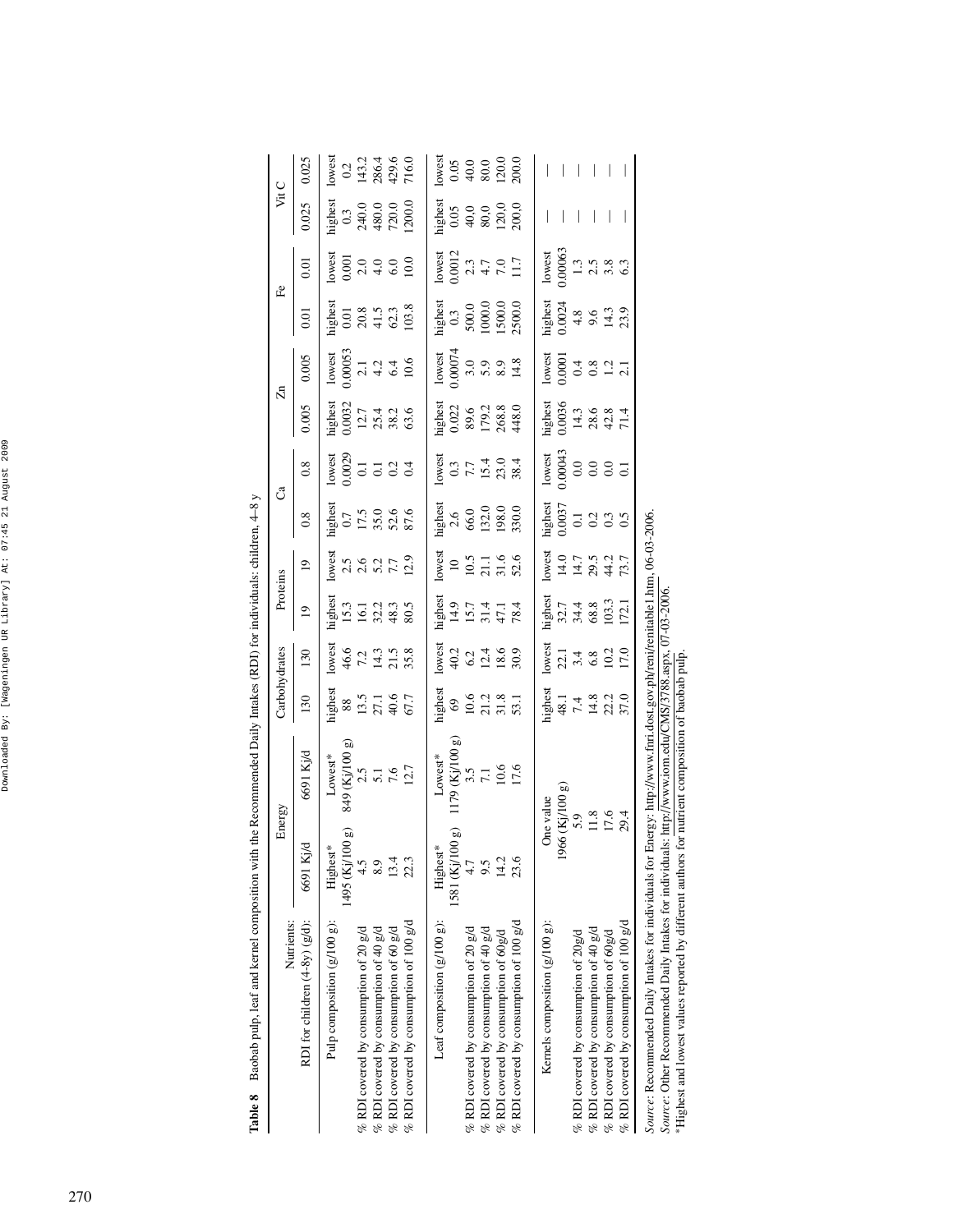**Table 8** Baobab pulp, leaf and kernel composition with the Recommended Daily Intakes (RDI) for individuals: children, 4–8 y

| Nutrients: | Energy | | Carbohydrates | | Proteins | | Ca | | Zn | | Fe | | Vit C | |
|---|---|---|---|---|---|---|---|---|---|---|---|---|---|---|
| RDI for children (4–8y) (g/d): | 6691 Kj/d | 6691 Kj/d | 130 | 130 | 19 | 19 | 0.8 | 0.8 | 0.005 | 0.005 | 0.01 | 0.01 | 0.025 | 0.025 |
| Pulp composition (g/100 g): | Highest* 1495 (Kj/100 g) | Lowest* 849 (Kj/100 g) | highest 88 | lowest 46.6 | highest 15.3 | lowest 2.5 | highest 0.7 | lowest 0.0029 | highest 0.0032 | lowest 0.00053 | highest 0.01 | lowest 0.001 | highest 0.3 | lowest 0.2 |
| % RDI covered by consumption of 20 g/d | 4.5 | 2.5 | 13.5 | 7.2 | 16.1 | 2.6 | 17.5 | 0.1 | 12.7 | 2.1 | 20.8 | 2.0 | 240.0 | 143.2 |
| % RDI covered by consumption of 40 g/d | 8.9 | 5.1 | 27.1 | 14.3 | 32.2 | 5.2 | 35.0 | 0.1 | 25.4 | 4.2 | 41.5 | 4.0 | 480.0 | 286.4 |
| % RDI covered by consumption of 60 g/d | 13.4 | 7.6 | 40.6 | 21.5 | 48.3 | 7.7 | 52.6 | 0.2 | 38.2 | 6.4 | 62.3 | 6.0 | 720.0 | 429.6 |
| % RDI covered by consumption of 100 g/d | 22.3 | 12.7 | 67.7 | 35.8 | 80.5 | 12.9 | 87.6 | 0.4 | 63.6 | 10.6 | 103.8 | 10.0 | 1200.0 | 716.0 |
| Leaf composition (g/100 g): | Highest* 1581 (Kj/100 g) | Lowest* 1179 (Kj/100 g) | highest 69 | lowest 40.2 | highest 14.9 | lowest 10 | highest 2.6 | lowest 0.3 | highest 0.022 | lowest 0.00074 | highest 0.3 | lowest 0.0012 | highest 0.05 | lowest 0.05 |
| % RDI covered by consumption of 20 g/d | 4.7 | 3.5 | 10.6 | 6.2 | 15.7 | 10.5 | 66.0 | 7.7 | 89.6 | 3.0 | 500.0 | 2.3 | 40.0 | 40.0 |
| % RDI covered by consumption of 40 g/d | 9.5 | 7.1 | 21.2 | 12.4 | 31.4 | 21.1 | 132.0 | 15.4 | 179.2 | 5.9 | 1000.0 | 4.7 | 80.0 | 80.0 |
| % RDI covered by consumption of 60g/d | 14.2 | 10.6 | 31.8 | 18.6 | 47.1 | 31.6 | 198.0 | 23.0 | 268.8 | 8.9 | 1500.0 | 7.0 | 120.0 | 120.0 |
| % RDI covered by consumption of 100 g/d | 23.6 | 17.6 | 53.1 | 30.9 | 78.4 | 52.6 | 330.0 | 38.4 | 448.0 | 14.8 | 2500.0 | 11.7 | 200.0 | 200.0 |
| Kernels composition (g/100 g): | One value 1966 (Kj/100 g) | | highest 48.1 | lowest 22.1 | highest 32.7 | lowest 14.0 | highest 0.0037 | lowest 0.00043 | highest 0.0036 | lowest 0.0001 | highest 0.0024 | lowest 0.00063 | — | — |
| % RDI covered by consumption of 20g/d | 5.9 | | 7.4 | 3.4 | 34.4 | 14.7 | 0.1 | 0.0 | 14.3 | 0.4 | 4.8 | 1.3 | — | — |
| % RDI covered by consumption of 40 g/d | 11.8 | | 14.8 | 6.8 | 68.8 | 29.5 | 0.2 | 0.0 | 28.6 | 0.8 | 9.6 | 2.5 | — | — |
| % RDI covered by consumption of 60g/d | 17.6 | | 22.2 | 10.2 | 103.3 | 44.2 | 0.3 | 0.0 | 42.8 | 1.2 | 14.3 | 3.8 | — | — |
| % RDI covered by consumption of 100 g/d | 29.4 | | 37.0 | 17.0 | 172.1 | 73.7 | 0.5 | 0.1 | 71.4 | 2.1 | 23.9 | 6.3 | — | — |

*Source*: Recommended Daily Intakes for individuals for Energy: http://www.fnri.dost.gov.ph/reni/renitable1.htm, 06-03-2006.
*Source*: Other Recommended Daily Intakes for individuals: http://www.iom.edu/CMS/3788.aspx, 07-03-2006.
*Highest and lowest values reported by different authors for nutrient composition of baobab pulp.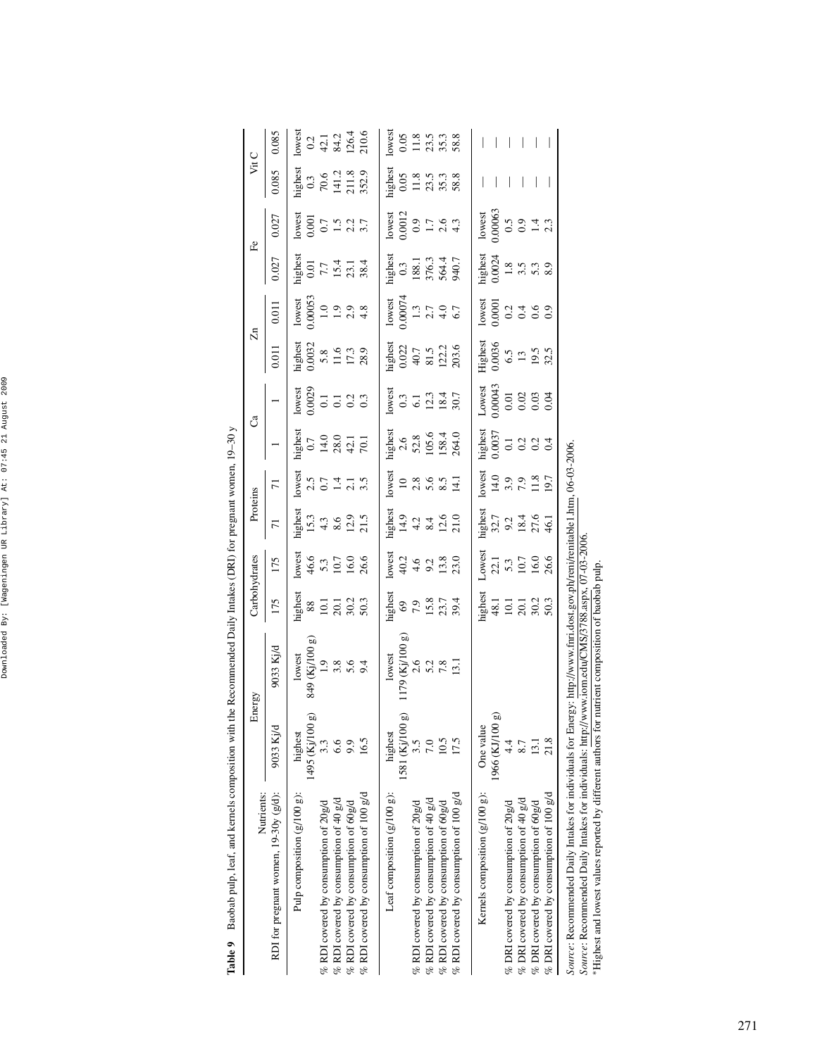**Table 9** Baobab pulp, leaf, and kernels composition with the Recommended Daily Intakes (DRI) for pregnant women, 19–30 y

| Nutrients: | Energy | | Carbohydrates | | Proteins | | Ca | | Zn | | Fe | | Vit C | |
|---|---|---|---|---|---|---|---|---|---|---|---|---|---|---|
| RDI for pregnant women, 19-30y (g/d): | 9033 Kj/d | 9033 Kj/d | 175 | 175 | 71 | 71 | 1 | 1 | 0.011 | 0.011 | 0.027 | 0.027 | 0.085 | 0.085 |
| Pulp composition (g/100 g): | highest 1495 (Kj/100 g) | lowest 849 (Kj/100 g) | highest 88 | lowest 46.6 | highest 15.3 | lowest 2.5 | highest 0.7 | lowest 0.0029 | highest 0.0032 | lowest 0.00053 | highest 0.01 | lowest 0.001 | highest 0.3 | lowest 0.2 |
| % RDI covered by consumption of 20g/d | 3.3 | 1.9 | 10.1 | 5.3 | 4.3 | 0.7 | 14.0 | 0.1 | 5.8 | 1.0 | 7.7 | 0.7 | 70.6 | 42.1 |
| % RDI covered by consumption of 40 g/d | 6.6 | 3.8 | 20.1 | 10.7 | 8.6 | 1.4 | 28.0 | 0.1 | 11.6 | 1.9 | 15.4 | 1.5 | 141.2 | 84.2 |
| % RDI covered by consumption of 60g/d | 9.9 | 5.6 | 30.2 | 16.0 | 12.9 | 2.1 | 42.1 | 0.2 | 17.3 | 2.9 | 23.1 | 2.2 | 211.8 | 126.4 |
| % RDI covered by consumption of 100 g/d | 16.5 | 9.4 | 50.3 | 26.6 | 21.5 | 3.5 | 70.1 | 0.3 | 28.9 | 4.8 | 38.4 | 3.7 | 352.9 | 210.6 |
| Leaf composition (g/100 g): | highest 1581 (Kj/100 g) | lowest 1179 (Kj/100 g) | highest 69 | lowest 40.2 | highest 14.9 | lowest 10 | highest 2.6 | lowest 0.3 | highest 0.022 | lowest 0.00074 | highest 0.3 | lowest 0.0012 | highest 0.05 | lowest 0.05 |
| % RDI covered by consumption of 20g/d | 3.5 | 2.6 | 7.9 | 4.6 | 4.2 | 2.8 | 52.8 | 6.1 | 40.7 | 1.3 | 188.1 | 0.9 | 11.8 | 11.8 |
| % RDI covered by consumption of 40 g/d | 7.0 | 5.2 | 15.8 | 9.2 | 8.4 | 5.6 | 105.6 | 12.3 | 81.5 | 2.7 | 376.3 | 1.7 | 23.5 | 23.5 |
| % RDI covered by consumption of 60g/d | 10.5 | 7.8 | 23.7 | 13.8 | 12.6 | 8.5 | 158.4 | 18.4 | 122.2 | 4.0 | 564.4 | 2.6 | 35.3 | 35.3 |
| % RDI covered by consumption of 100 g/d | 17.5 | 13.1 | 39.4 | 23.0 | 21.0 | 14.1 | 264.0 | 30.7 | 203.6 | 6.7 | 940.7 | 4.3 | 58.8 | 58.8 |
| Kernels composition (g/100 g): | One value 1966 (KJ/100 g) | | highest 48.1 | Lowest 22.1 | highest 32.7 | lowest 14.0 | highest 0.0037 | Lowest 0.00043 | Highest 0.0036 | lowest 0.0001 | highest 0.0024 | lowest 0.00063 | — | — |
| % DRI covered by consumption of 20g/d | 4.4 | | 10.1 | 5.3 | 9.2 | 3.9 | 0.1 | 0.01 | 6.5 | 0.2 | 1.8 | 0.5 | — | — |
| % DRI covered by consumption of 40 g/d | 8.7 | | 20.1 | 10.7 | 18.4 | 7.9 | 0.2 | 0.02 | 13 | 0.4 | 3.5 | 0.9 | — | — |
| % DRI covered by consumption of 60g/d | 13.1 | | 30.2 | 16.0 | 27.6 | 11.8 | 0.2 | 0.03 | 19.5 | 0.6 | 5.3 | 1.4 | — | — |
| % DRI covered by consumption of 100 g/d | 21.8 | | 50.3 | 26.6 | 46.1 | 19.7 | 0.4 | 0.04 | 32.5 | 0.9 | 8.9 | 2.3 | — | — |

*Source*: Recommended Daily Intakes for individuals for Energy: http://www.fnri.dost.gov.ph/reni/renitable1.htm, 06-03-2006.
*Source*: Recommended Daily Intakes for individuals: http://www.iom.edu/CMS/3788.aspx, 07-03-2006.
*Highest and lowest values reported by different authors for nutrient composition of baobab pulp.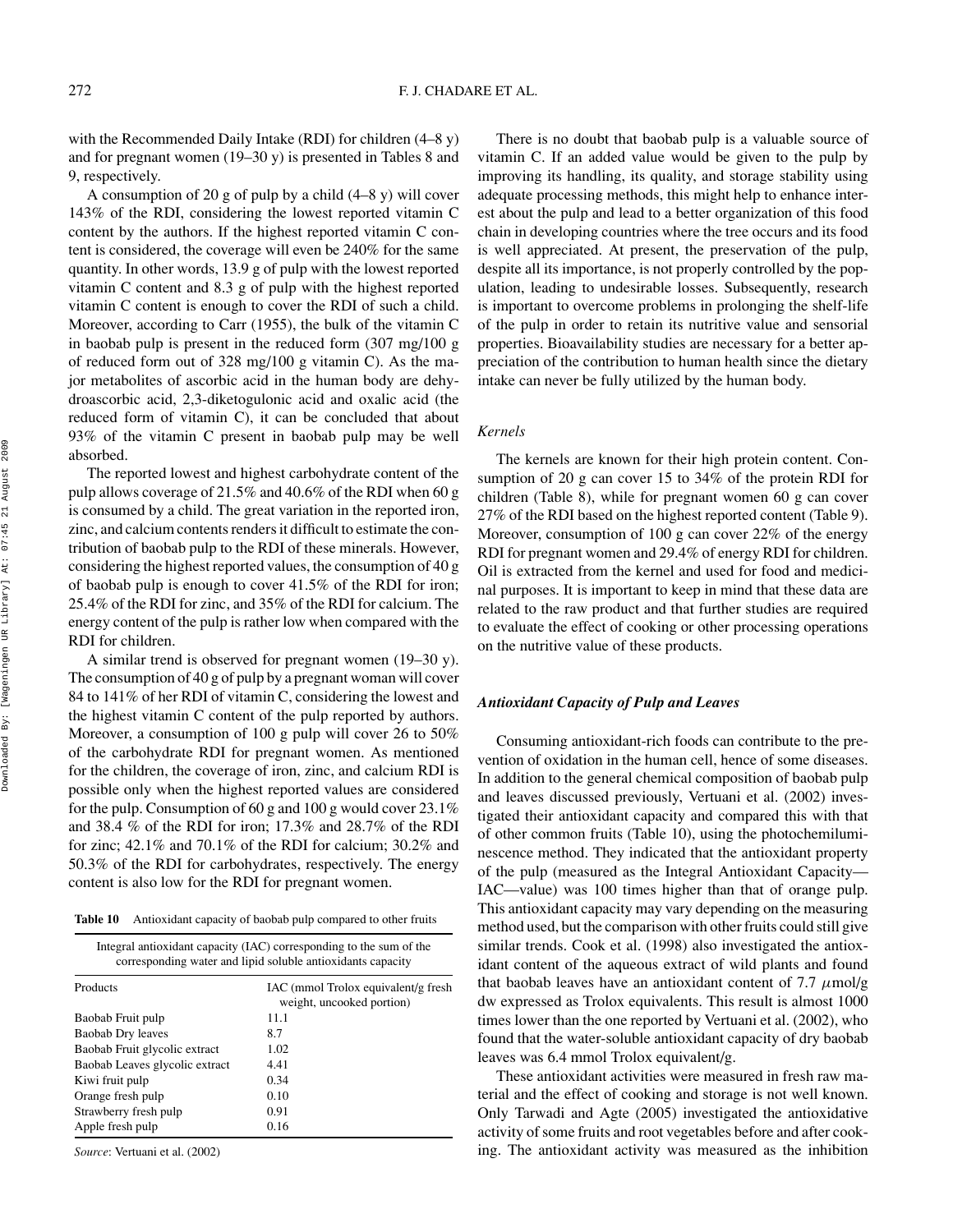with the Recommended Daily Intake (RDI) for children (4–8 y) and for pregnant women (19–30 y) is presented in Tables 8 and 9, respectively.

A consumption of 20 g of pulp by a child (4–8 y) will cover 143% of the RDI, considering the lowest reported vitamin C content by the authors. If the highest reported vitamin C content is considered, the coverage will even be 240% for the same quantity. In other words, 13.9 g of pulp with the lowest reported vitamin C content and 8.3 g of pulp with the highest reported vitamin C content is enough to cover the RDI of such a child. Moreover, according to Carr (1955), the bulk of the vitamin C in baobab pulp is present in the reduced form (307 mg/100 g of reduced form out of 328 mg/100 g vitamin C). As the major metabolites of ascorbic acid in the human body are dehydroascorbic acid, 2,3-diketogulonic acid and oxalic acid (the reduced form of vitamin C), it can be concluded that about 93% of the vitamin C present in baobab pulp may be well absorbed.

The reported lowest and highest carbohydrate content of the pulp allows coverage of 21.5% and 40.6% of the RDI when 60 g is consumed by a child. The great variation in the reported iron, zinc, and calcium contents renders it difficult to estimate the contribution of baobab pulp to the RDI of these minerals. However, considering the highest reported values, the consumption of 40 g of baobab pulp is enough to cover 41.5% of the RDI for iron; 25.4% of the RDI for zinc, and 35% of the RDI for calcium. The energy content of the pulp is rather low when compared with the RDI for children.

A similar trend is observed for pregnant women (19–30 y). The consumption of 40 g of pulp by a pregnant woman will cover 84 to 141% of her RDI of vitamin C, considering the lowest and the highest vitamin C content of the pulp reported by authors. Moreover, a consumption of 100 g pulp will cover 26 to 50% of the carbohydrate RDI for pregnant women. As mentioned for the children, the coverage of iron, zinc, and calcium RDI is possible only when the highest reported values are considered for the pulp. Consumption of 60 g and 100 g would cover 23.1% and 38.4 % of the RDI for iron; 17.3% and 28.7% of the RDI for zinc; 42.1% and 70.1% of the RDI for calcium; 30.2% and 50.3% of the RDI for carbohydrates, respectively. The energy content is also low for the RDI for pregnant women.

**Table 10** Antioxidant capacity of baobab pulp compared to other fruits

| Integral antioxidant capacity (IAC) corresponding to the sum of the corresponding water and lipid soluble antioxidants capacity | |
|---|---|
| Products | IAC (mmol Trolox equivalent/g fresh weight, uncooked portion) |
| Baobab Fruit pulp | 11.1 |
| Baobab Dry leaves | 8.7 |
| Baobab Fruit glycolic extract | 1.02 |
| Baobab Leaves glycolic extract | 4.41 |
| Kiwi fruit pulp | 0.34 |
| Orange fresh pulp | 0.10 |
| Strawberry fresh pulp | 0.91 |
| Apple fresh pulp | 0.16 |

*Source*: Vertuani et al. (2002)

There is no doubt that baobab pulp is a valuable source of vitamin C. If an added value would be given to the pulp by improving its handling, its quality, and storage stability using adequate processing methods, this might help to enhance interest about the pulp and lead to a better organization of this food chain in developing countries where the tree occurs and its food is well appreciated. At present, the preservation of the pulp, despite all its importance, is not properly controlled by the population, leading to undesirable losses. Subsequently, research is important to overcome problems in prolonging the shelf-life of the pulp in order to retain its nutritive value and sensorial properties. Bioavailability studies are necessary for a better appreciation of the contribution to human health since the dietary intake can never be fully utilized by the human body.

#### *Kernels*

The kernels are known for their high protein content. Consumption of 20 g can cover 15 to 34% of the protein RDI for children (Table 8), while for pregnant women 60 g can cover 27% of the RDI based on the highest reported content (Table 9). Moreover, consumption of 100 g can cover 22% of the energy RDI for pregnant women and 29.4% of energy RDI for children. Oil is extracted from the kernel and used for food and medicinal purposes. It is important to keep in mind that these data are related to the raw product and that further studies are required to evaluate the effect of cooking or other processing operations on the nutritive value of these products.

### ***Antioxidant Capacity of Pulp and Leaves***

Consuming antioxidant-rich foods can contribute to the prevention of oxidation in the human cell, hence of some diseases. In addition to the general chemical composition of baobab pulp and leaves discussed previously, Vertuani et al. (2002) investigated their antioxidant capacity and compared this with that of other common fruits (Table 10), using the photochemiluminescence method. They indicated that the antioxidant property of the pulp (measured as the Integral Antioxidant Capacity—IAC—value) was 100 times higher than that of orange pulp. This antioxidant capacity may vary depending on the measuring method used, but the comparison with other fruits could still give similar trends. Cook et al. (1998) also investigated the antioxidant content of the aqueous extract of wild plants and found that baobab leaves have an antioxidant content of 7.7 $\mu$mol/g dw expressed as Trolox equivalents. This result is almost 1000 times lower than the one reported by Vertuani et al. (2002), who found that the water-soluble antioxidant capacity of dry baobab leaves was 6.4 mmol Trolox equivalent/g.

These antioxidant activities were measured in fresh raw material and the effect of cooking and storage is not well known. Only Tarwadi and Agte (2005) investigated the antioxidative activity of some fruits and root vegetables before and after cooking. The antioxidant activity was measured as the inhibition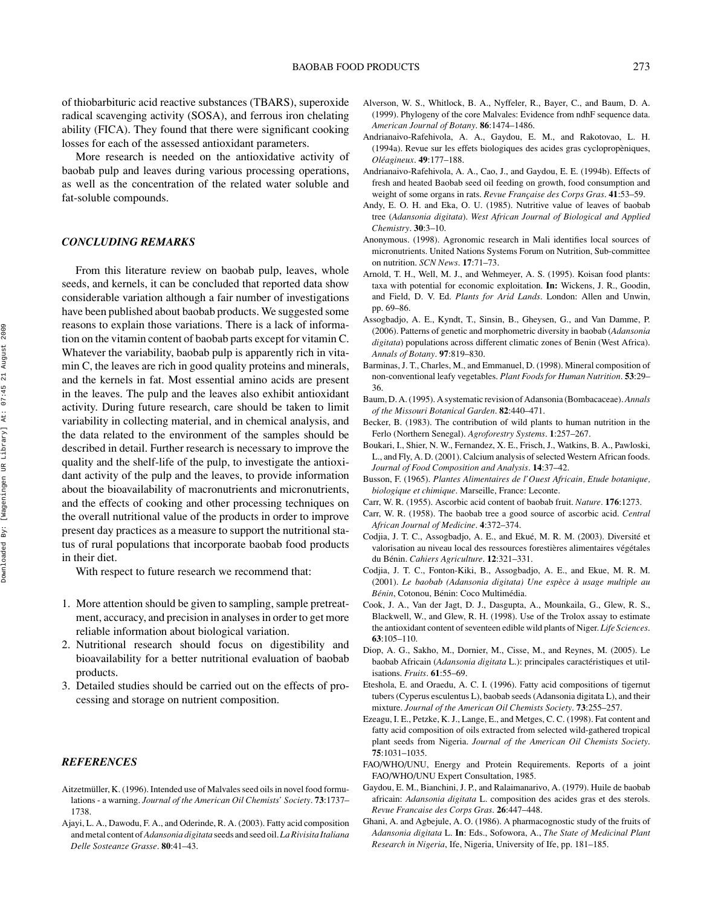of thiobarbituric acid reactive substances (TBARS), superoxide radical scavenging activity (SOSA), and ferrous iron chelating ability (FICA). They found that there were significant cooking losses for each of the assessed antioxidant parameters.

More research is needed on the antioxidative activity of baobab pulp and leaves during various processing operations, as well as the concentration of the related water soluble and fat-soluble compounds.

## *CONCLUDING REMARKS*

From this literature review on baobab pulp, leaves, whole seeds, and kernels, it can be concluded that reported data show considerable variation although a fair number of investigations have been published about baobab products. We suggested some reasons to explain those variations. There is a lack of information on the vitamin content of baobab parts except for vitamin C. Whatever the variability, baobab pulp is apparently rich in vitamin C, the leaves are rich in good quality proteins and minerals, and the kernels in fat. Most essential amino acids are present in the leaves. The pulp and the leaves also exhibit antioxidant activity. During future research, care should be taken to limit variability in collecting material, and in chemical analysis, and the data related to the environment of the samples should be described in detail. Further research is necessary to improve the quality and the shelf-life of the pulp, to investigate the antioxidant activity of the pulp and the leaves, to provide information about the bioavailability of macronutrients and micronutrients, and the effects of cooking and other processing techniques on the overall nutritional value of the products in order to improve present day practices as a measure to support the nutritional status of rural populations that incorporate baobab food products in their diet.

With respect to future research we recommend that:

1. More attention should be given to sampling, sample pretreatment, accuracy, and precision in analyses in order to get more reliable information about biological variation.
2. Nutritional research should focus on digestibility and bioavailability for a better nutritional evaluation of baobab products.
3. Detailed studies should be carried out on the effects of processing and storage on nutrient composition.

## *REFERENCES*

Aitzetmüller, K. (1996). Intended use of Malvales seed oils in novel food formulations - a warning. *Journal of the American Oil Chemists' Society*. **73**:1737–1738.

Ajayi, L. A., Dawodu, F. A., and Oderinde, R. A. (2003). Fatty acid composition and metal content of *Adansonia digitata* seeds and seed oil. *La Rivisita Italiana Delle Sosteanze Grasse*. **80**:41–43.

Alverson, W. S., Whitlock, B. A., Nyffeler, R., Bayer, C., and Baum, D. A. (1999). Phylogeny of the core Malvales: Evidence from ndhF sequence data. *American Journal of Botany*. **86**:1474–1486.

Andrianaivo-Rafehivola, A. A., Gaydou, E. M., and Rakotovao, L. H. (1994a). Revue sur les effets biologiques des acides gras cyclopropèniques, *Oléagineux*. **49**:177–188.

Andrianaivo-Rafehivola, A. A., Cao, J., and Gaydou, E. E. (1994b). Effects of fresh and heated Baobab seed oil feeding on growth, food consumption and weight of some organs in rats. *Revue Française des Corps Gras*. **41**:53–59.

Andy, E. O. H. and Eka, O. U. (1985). Nutritive value of leaves of baobab tree (*Adansonia digitata*). *West African Journal of Biological and Applied Chemistry*. **30**:3–10.

Anonymous. (1998). Agronomic research in Mali identifies local sources of micronutrients. United Nations Systems Forum on Nutrition, Sub-committee on nutrition. *SCN News*. **17**:71–73.

Arnold, T. H., Well, M. J., and Wehmeyer, A. S. (1995). Koisan food plants: taxa with potential for economic exploitation. **In:** Wickens, J. R., Goodin, and Field, D. V. Ed. *Plants for Arid Lands*. London: Allen and Unwin, pp. 69–86.

Assogbadjo, A. E., Kyndt, T., Sinsin, B., Gheysen, G., and Van Damme, P. (2006). Patterns of genetic and morphometric diversity in baobab (*Adansonia digitata*) populations across different climatic zones of Benin (West Africa). *Annals of Botany*. **97**:819–830.

Barminas, J. T., Charles, M., and Emmanuel, D. (1998). Mineral composition of non-conventional leafy vegetables. *Plant Foods for Human Nutrition*. **53**:29–36.

Baum, D. A. (1995). A systematic revision of Adansonia (Bombacaceae). *Annals of the Missouri Botanical Garden*. **82**:440–471.

Becker, B. (1983). The contribution of wild plants to human nutrition in the Ferlo (Northern Senegal). *Agroforestry Systems*. **1**:257–267.

Boukari, I., Shier, N. W., Fernandez, X. E., Frisch, J., Watkins, B. A., Pawloski, L., and Fly, A. D. (2001). Calcium analysis of selected Western African foods. *Journal of Food Composition and Analysis*. **14**:37–42.

Busson, F. (1965). *Plantes Alimentaires de l'Ouest Africain, Etude botanique, biologique et chimique*. Marseille, France: Leconte.

Carr, W. R. (1955). Ascorbic acid content of baobab fruit. *Nature*. **176**:1273.

Carr, W. R. (1958). The baobab tree a good source of ascorbic acid. *Central African Journal of Medicine*. **4**:372–374.

Codjia, J. T. C., Assogbadjo, A. E., and Ekué, M. R. M. (2003). Diversité et valorisation au niveau local des ressources forestières alimentaires végétales du Bénin. *Cahiers Agriculture*. **12**:321–331.

Codjia, J. T. C., Fonton-Kiki, B., Assogbadjo, A. E., and Ekue, M. R. M. (2001). *Le baobab (Adansonia digitata) Une espèce à usage multiple au Bénin*, Cotonou, Bénin: Coco Multimédia.

Cook, J. A., Van der Jagt, D. J., Dasgupta, A., Mounkaila, G., Glew, R. S., Blackwell, W., and Glew, R. H. (1998). Use of the Trolox assay to estimate the antioxidant content of seventeen edible wild plants of Niger. *Life Sciences*. **63**:105–110.

Diop, A. G., Sakho, M., Dornier, M., Cisse, M., and Reynes, M. (2005). Le baobab Africain (*Adansonia digitata* L.): principales caractéristiques et utilisations. *Fruits*. **61**:55–69.

Eteshola, E. and Oraedu, A. C. I. (1996). Fatty acid compositions of tigernut tubers (Cyperus esculentus L), baobab seeds (Adansonia digitata L), and their mixture. *Journal of the American Oil Chemists Society*. **73**:255–257.

Ezeagu, I. E., Petzke, K. J., Lange, E., and Metges, C. C. (1998). Fat content and fatty acid composition of oils extracted from selected wild-gathered tropical plant seeds from Nigeria. *Journal of the American Oil Chemists Society*. **75**:1031–1035.

FAO/WHO/UNU, Energy and Protein Requirements. Reports of a joint FAO/WHO/UNU Expert Consultation, 1985.

Gaydou, E. M., Bianchini, J. P., and Ralaimanarivo, A. (1979). Huile de baobab africain: *Adansonia digitata* L. composition des acides gras et des sterols. *Revue Francaise des Corps Gras*. **26**:447–448.

Ghani, A. and Agbejule, A. O. (1986). A pharmacognostic study of the fruits of *Adansonia digitata* L. **In**: Eds., Sofowora, A., *The State of Medicinal Plant Research in Nigeria*, Ife, Nigeria, University of Ife, pp. 181–185.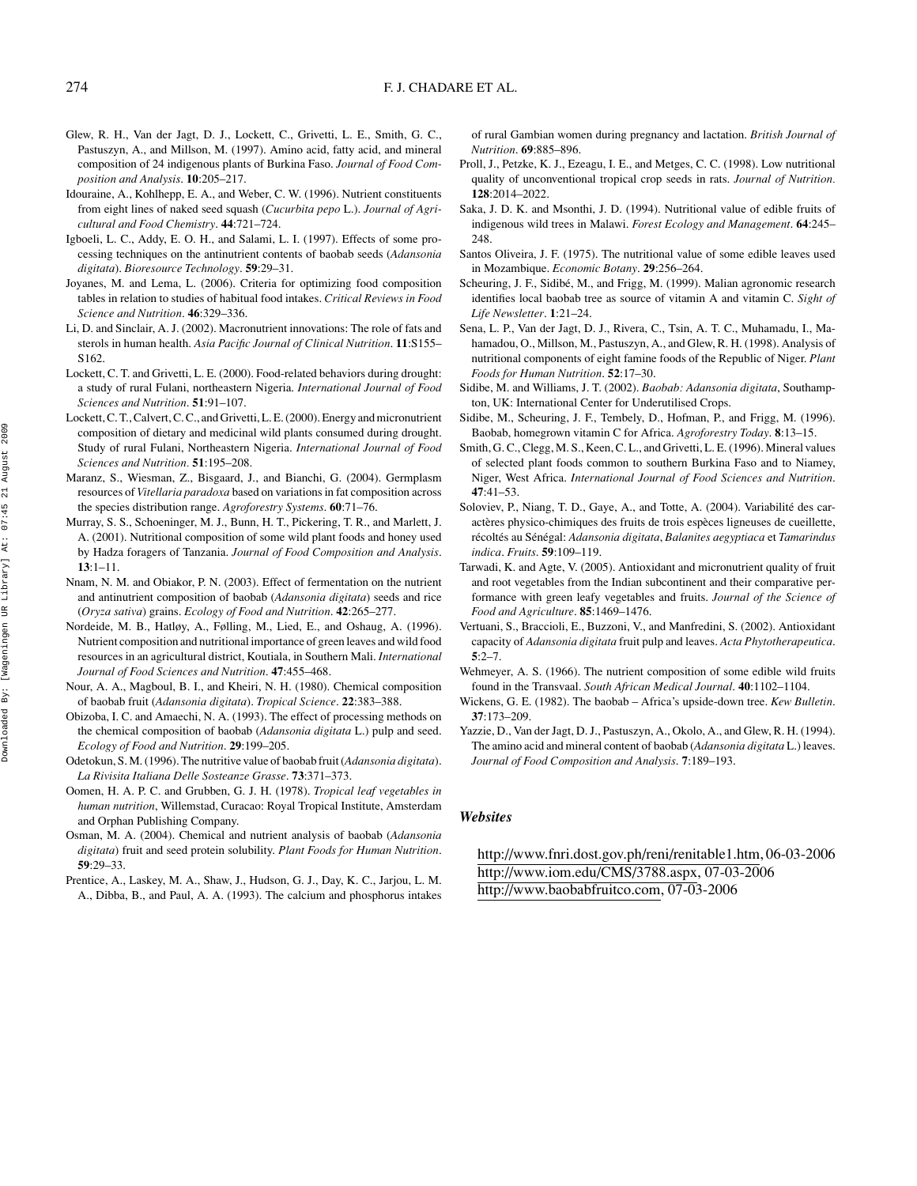Glew, R. H., Van der Jagt, D. J., Lockett, C., Grivetti, L. E., Smith, G. C., Pastuszyn, A., and Millson, M. (1997). Amino acid, fatty acid, and mineral composition of 24 indigenous plants of Burkina Faso. *Journal of Food Composition and Analysis*. **10**:205–217.

Idouraine, A., Kohlhepp, E. A., and Weber, C. W. (1996). Nutrient constituents from eight lines of naked seed squash (*Cucurbita pepo* L.). *Journal of Agricultural and Food Chemistry*. **44**:721–724.

Igboeli, L. C., Addy, E. O. H., and Salami, L. I. (1997). Effects of some processing techniques on the antinutrient contents of baobab seeds (*Adansonia digitata*). *Bioresource Technology*. **59**:29–31.

Joyanes, M. and Lema, L. (2006). Criteria for optimizing food composition tables in relation to studies of habitual food intakes. *Critical Reviews in Food Science and Nutrition*. **46**:329–336.

Li, D. and Sinclair, A. J. (2002). Macronutrient innovations: The role of fats and sterols in human health. *Asia Pacific Journal of Clinical Nutrition*. **11**:S155–S162.

Lockett, C. T. and Grivetti, L. E. (2000). Food-related behaviors during drought: a study of rural Fulani, northeastern Nigeria. *International Journal of Food Sciences and Nutrition*. **51**:91–107.

Lockett, C. T., Calvert, C. C., and Grivetti, L. E. (2000). Energy and micronutrient composition of dietary and medicinal wild plants consumed during drought. Study of rural Fulani, Northeastern Nigeria. *International Journal of Food Sciences and Nutrition*. **51**:195–208.

Maranz, S., Wiesman, Z., Bisgaard, J., and Bianchi, G. (2004). Germplasm resources of *Vitellaria paradoxa* based on variations in fat composition across the species distribution range. *Agroforestry Systems*. **60**:71–76.

Murray, S. S., Schoeninger, M. J., Bunn, H. T., Pickering, T. R., and Marlett, J. A. (2001). Nutritional composition of some wild plant foods and honey used by Hadza foragers of Tanzania. *Journal of Food Composition and Analysis*. **13**:1–11.

Nnam, N. M. and Obiakor, P. N. (2003). Effect of fermentation on the nutrient and antinutrient composition of baobab (*Adansonia digitata*) seeds and rice (*Oryza sativa*) grains. *Ecology of Food and Nutrition*. **42**:265–277.

Nordeide, M. B., Hatløy, A., Følling, M., Lied, E., and Oshaug, A. (1996). Nutrient composition and nutritional importance of green leaves and wild food resources in an agricultural district, Koutiala, in Southern Mali. *International Journal of Food Sciences and Nutrition*. **47**:455–468.

Nour, A. A., Magboul, B. I., and Kheiri, N. H. (1980). Chemical composition of baobab fruit (*Adansonia digitata*). *Tropical Science*. **22**:383–388.

Obizoba, I. C. and Amaechi, N. A. (1993). The effect of processing methods on the chemical composition of baobab (*Adansonia digitata* L.) pulp and seed. *Ecology of Food and Nutrition*. **29**:199–205.

Odetokun, S. M. (1996). The nutritive value of baobab fruit (*Adansonia digitata*). *La Rivisita Italiana Delle Sosteanze Grasse*. **73**:371–373.

Oomen, H. A. P. C. and Grubben, G. J. H. (1978). *Tropical leaf vegetables in human nutrition*, Willemstad, Curacao: Royal Tropical Institute, Amsterdam and Orphan Publishing Company.

Osman, M. A. (2004). Chemical and nutrient analysis of baobab (*Adansonia digitata*) fruit and seed protein solubility. *Plant Foods for Human Nutrition*. **59**:29–33.

Prentice, A., Laskey, M. A., Shaw, J., Hudson, G. J., Day, K. C., Jarjou, L. M. A., Dibba, B., and Paul, A. A. (1993). The calcium and phosphorus intakes of rural Gambian women during pregnancy and lactation. *British Journal of Nutrition*. **69**:885–896.

Proll, J., Petzke, K. J., Ezeagu, I. E., and Metges, C. C. (1998). Low nutritional quality of unconventional tropical crop seeds in rats. *Journal of Nutrition*. **128**:2014–2022.

Saka, J. D. K. and Msonthi, J. D. (1994). Nutritional value of edible fruits of indigenous wild trees in Malawi. *Forest Ecology and Management*. **64**:245–248.

Santos Oliveira, J. F. (1975). The nutritional value of some edible leaves used in Mozambique. *Economic Botany*. **29**:256–264.

Scheuring, J. F., Sidibé, M., and Frigg, M. (1999). Malian agronomic research identifies local baobab tree as source of vitamin A and vitamin C. *Sight of Life Newsletter*. **1**:21–24.

Sena, L. P., Van der Jagt, D. J., Rivera, C., Tsin, A. T. C., Muhamadu, I., Mahamadou, O., Millson, M., Pastuszyn, A., and Glew, R. H. (1998). Analysis of nutritional components of eight famine foods of the Republic of Niger. *Plant Foods for Human Nutrition*. **52**:17–30.

Sidibe, M. and Williams, J. T. (2002). *Baobab: Adansonia digitata*, Southampton, UK: International Center for Underutilised Crops.

Sidibe, M., Scheuring, J. F., Tembely, D., Hofman, P., and Frigg, M. (1996). Baobab, homegrown vitamin C for Africa. *Agroforestry Today*. **8**:13–15.

Smith, G. C., Clegg, M. S., Keen, C. L., and Grivetti, L. E. (1996). Mineral values of selected plant foods common to southern Burkina Faso and to Niamey, Niger, West Africa. *International Journal of Food Sciences and Nutrition*. **47**:41–53.

Soloviev, P., Niang, T. D., Gaye, A., and Totte, A. (2004). Variabilité des caractères physico-chimiques des fruits de trois espèces ligneuses de cueillette, récoltés au Sénégal: *Adansonia digitata*, *Balanites aegyptiaca* et *Tamarindus indica*. *Fruits*. **59**:109–119.

Tarwadi, K. and Agte, V. (2005). Antioxidant and micronutrient quality of fruit and root vegetables from the Indian subcontinent and their comparative performance with green leafy vegetables and fruits. *Journal of the Science of Food and Agriculture*. **85**:1469–1476.

Vertuani, S., Braccioli, E., Buzzoni, V., and Manfredini, S. (2002). Antioxidant capacity of *Adansonia digitata* fruit pulp and leaves. *Acta Phytotherapeutica*. **5**:2–7.

Wehmeyer, A. S. (1966). The nutrient composition of some edible wild fruits found in the Transvaal. *South African Medical Journal*. **40**:1102–1104.

Wickens, G. E. (1982). The baobab – Africa's upside-down tree. *Kew Bulletin*. **37**:173–209.

Yazzie, D., Van der Jagt, D. J., Pastuszyn, A., Okolo, A., and Glew, R. H. (1994). The amino acid and mineral content of baobab (*Adansonia digitata* L.) leaves. *Journal of Food Composition and Analysis*. **7**:189–193.

### *Websites*

http://www.fnri.dost.gov.ph/reni/renitable1.htm, 06-03-2006
http://www.iom.edu/CMS/3788.aspx, 07-03-2006
http://www.baobabfruitco.com, 07-03-2006